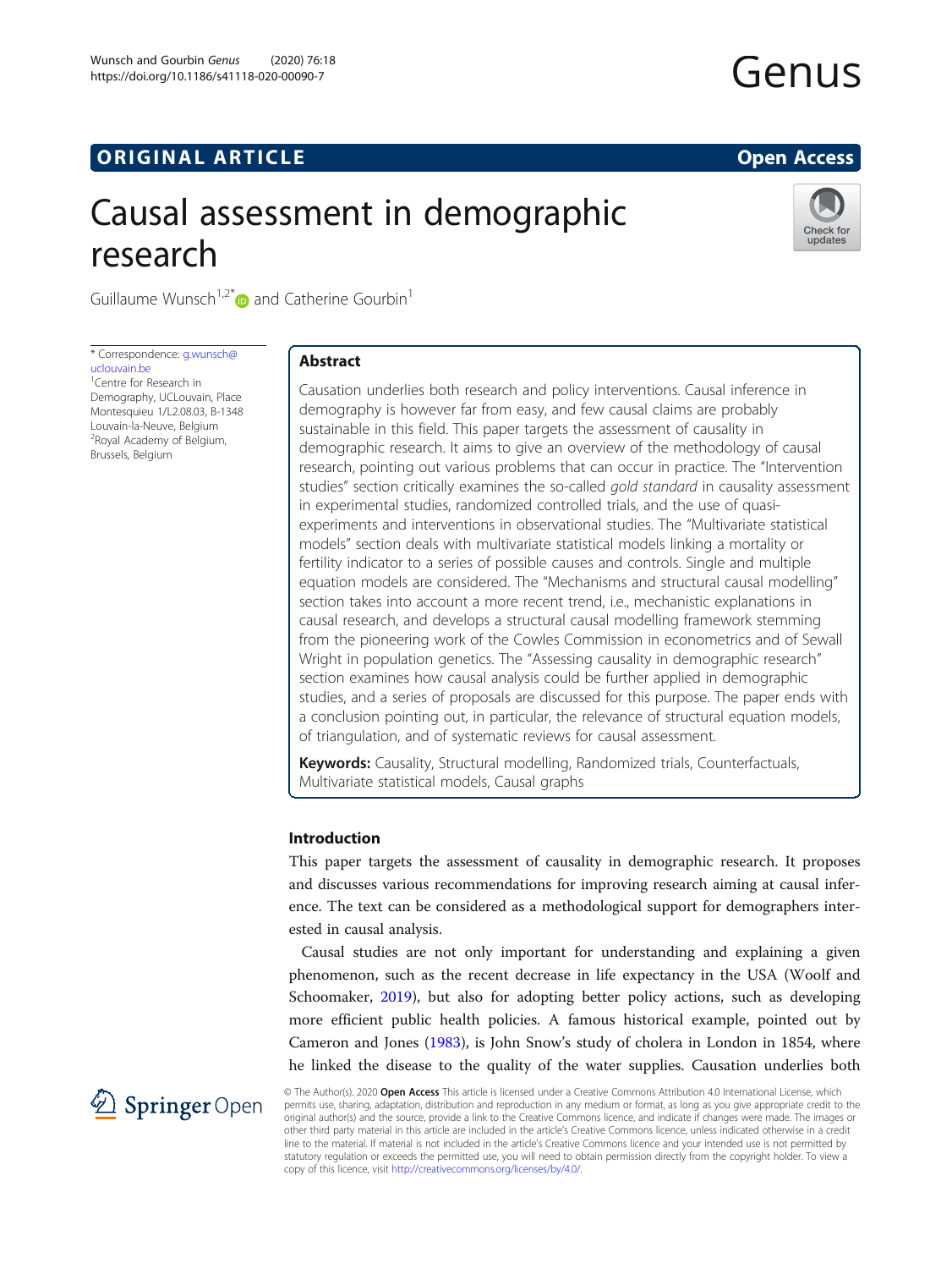ORIGINAL ARTICLE

Open Access

# Causal assessment in demographic research

Guillaume Wunsch[1,2*] and Catherine Gourbin[1]

* Correspondence: g.wunsch@uclouvain.be
[1]Centre for Research in Demography, UCLouvain, Place Montesquieu 1/L2.08.03, B-1348 Louvain-la-Neuve, Belgium
[2]Royal Academy of Belgium, Brussels, Belgium

## Abstract

Causation underlies both research and policy interventions. Causal inference in demography is however far from easy, and few causal claims are probably sustainable in this field. This paper targets the assessment of causality in demographic research. It aims to give an overview of the methodology of causal research, pointing out various problems that can occur in practice. The "Intervention studies" section critically examines the so-called *gold standard* in causality assessment in experimental studies, randomized controlled trials, and the use of quasi-experiments and interventions in observational studies. The "Multivariate statistical models" section deals with multivariate statistical models linking a mortality or fertility indicator to a series of possible causes and controls. Single and multiple equation models are considered. The "Mechanisms and structural causal modelling" section takes into account a more recent trend, i.e., mechanistic explanations in causal research, and develops a structural causal modelling framework stemming from the pioneering work of the Cowles Commission in econometrics and of Sewall Wright in population genetics. The "Assessing causality in demographic research" section examines how causal analysis could be further applied in demographic studies, and a series of proposals are discussed for this purpose. The paper ends with a conclusion pointing out, in particular, the relevance of structural equation models, of triangulation, and of systematic reviews for causal assessment.

**Keywords:** Causality, Structural modelling, Randomized trials, Counterfactuals, Multivariate statistical models, Causal graphs

## Introduction

This paper targets the assessment of causality in demographic research. It proposes and discusses various recommendations for improving research aiming at causal inference. The text can be considered as a methodological support for demographers interested in causal analysis.

Causal studies are not only important for understanding and explaining a given phenomenon, such as the recent decrease in life expectancy in the USA (Woolf and Schoomaker, 2019), but also for adopting better policy actions, such as developing more efficient public health policies. A famous historical example, pointed out by Cameron and Jones (1983), is John Snow's study of cholera in London in 1854, where he linked the disease to the quality of the water supplies. Causation underlies both

© The Author(s). 2020 **Open Access** This article is licensed under a Creative Commons Attribution 4.0 International License, which permits use, sharing, adaptation, distribution and reproduction in any medium or format, as long as you give appropriate credit to the original author(s) and the source, provide a link to the Creative Commons licence, and indicate if changes were made. The images or other third party material in this article are included in the article's Creative Commons licence, unless indicated otherwise in a credit line to the material. If material is not included in the article's Creative Commons licence and your intended use is not permitted by statutory regulation or exceeds the permitted use, you will need to obtain permission directly from the copyright holder. To view a copy of this licence, visit http://creativecommons.org/licenses/by/4.0/.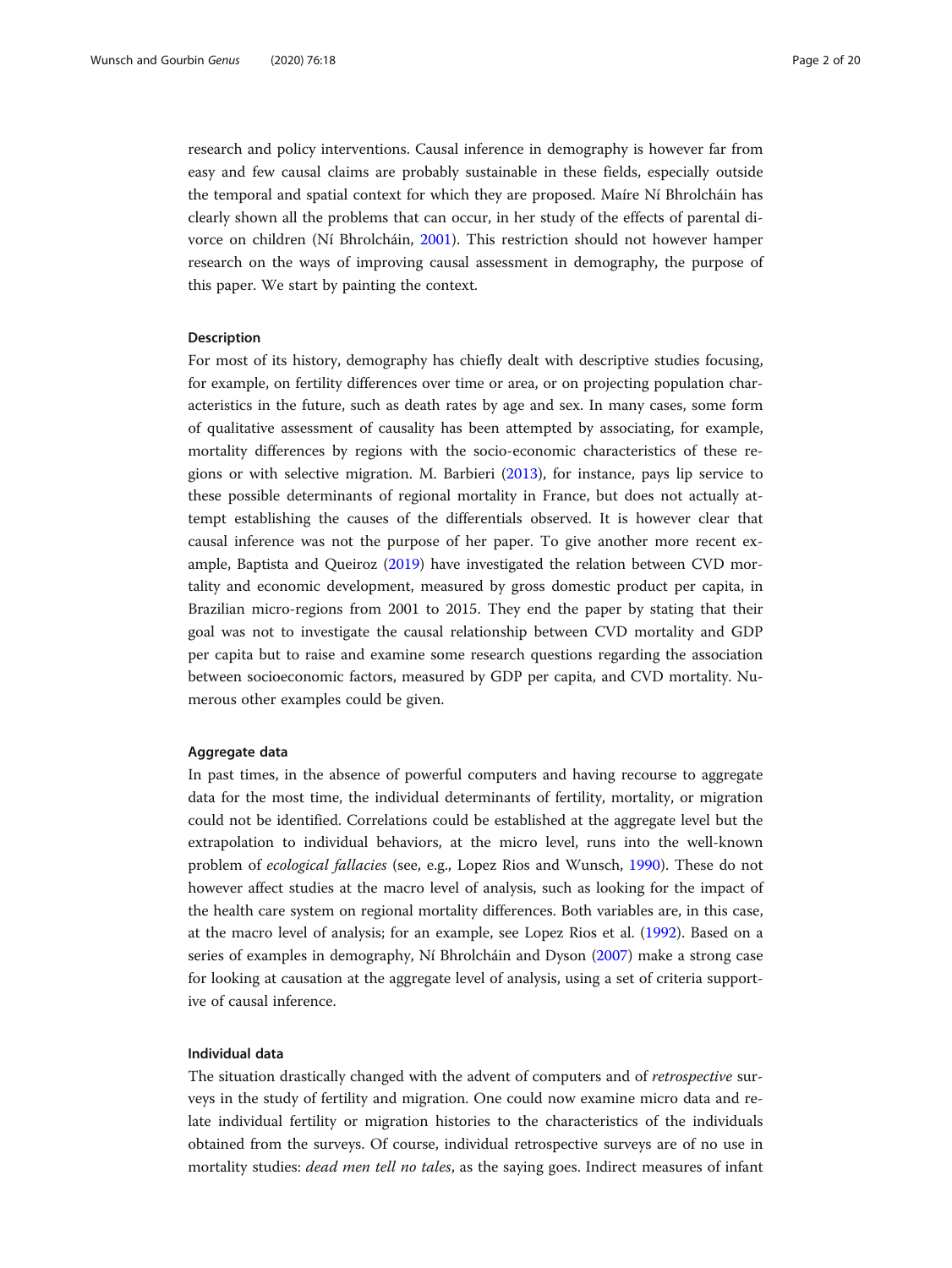research and policy interventions. Causal inference in demography is however far from easy and few causal claims are probably sustainable in these fields, especially outside the temporal and spatial context for which they are proposed. Maíre Ní Bhrolcháin has clearly shown all the problems that can occur, in her study of the effects of parental divorce on children (Ní Bhrolcháin, 2001). This restriction should not however hamper research on the ways of improving causal assessment in demography, the purpose of this paper. We start by painting the context.

### Description

For most of its history, demography has chiefly dealt with descriptive studies focusing, for example, on fertility differences over time or area, or on projecting population characteristics in the future, such as death rates by age and sex. In many cases, some form of qualitative assessment of causality has been attempted by associating, for example, mortality differences by regions with the socio-economic characteristics of these regions or with selective migration. M. Barbieri (2013), for instance, pays lip service to these possible determinants of regional mortality in France, but does not actually attempt establishing the causes of the differentials observed. It is however clear that causal inference was not the purpose of her paper. To give another more recent example, Baptista and Queiroz (2019) have investigated the relation between CVD mortality and economic development, measured by gross domestic product per capita, in Brazilian micro-regions from 2001 to 2015. They end the paper by stating that their goal was not to investigate the causal relationship between CVD mortality and GDP per capita but to raise and examine some research questions regarding the association between socioeconomic factors, measured by GDP per capita, and CVD mortality. Numerous other examples could be given.

### Aggregate data

In past times, in the absence of powerful computers and having recourse to aggregate data for the most time, the individual determinants of fertility, mortality, or migration could not be identified. Correlations could be established at the aggregate level but the extrapolation to individual behaviors, at the micro level, runs into the well-known problem of *ecological fallacies* (see, e.g., Lopez Rios and Wunsch, 1990). These do not however affect studies at the macro level of analysis, such as looking for the impact of the health care system on regional mortality differences. Both variables are, in this case, at the macro level of analysis; for an example, see Lopez Rios et al. (1992). Based on a series of examples in demography, Ní Bhrolcháin and Dyson (2007) make a strong case for looking at causation at the aggregate level of analysis, using a set of criteria supportive of causal inference.

### Individual data

The situation drastically changed with the advent of computers and of *retrospective* surveys in the study of fertility and migration. One could now examine micro data and relate individual fertility or migration histories to the characteristics of the individuals obtained from the surveys. Of course, individual retrospective surveys are of no use in mortality studies: *dead men tell no tales*, as the saying goes. Indirect measures of infant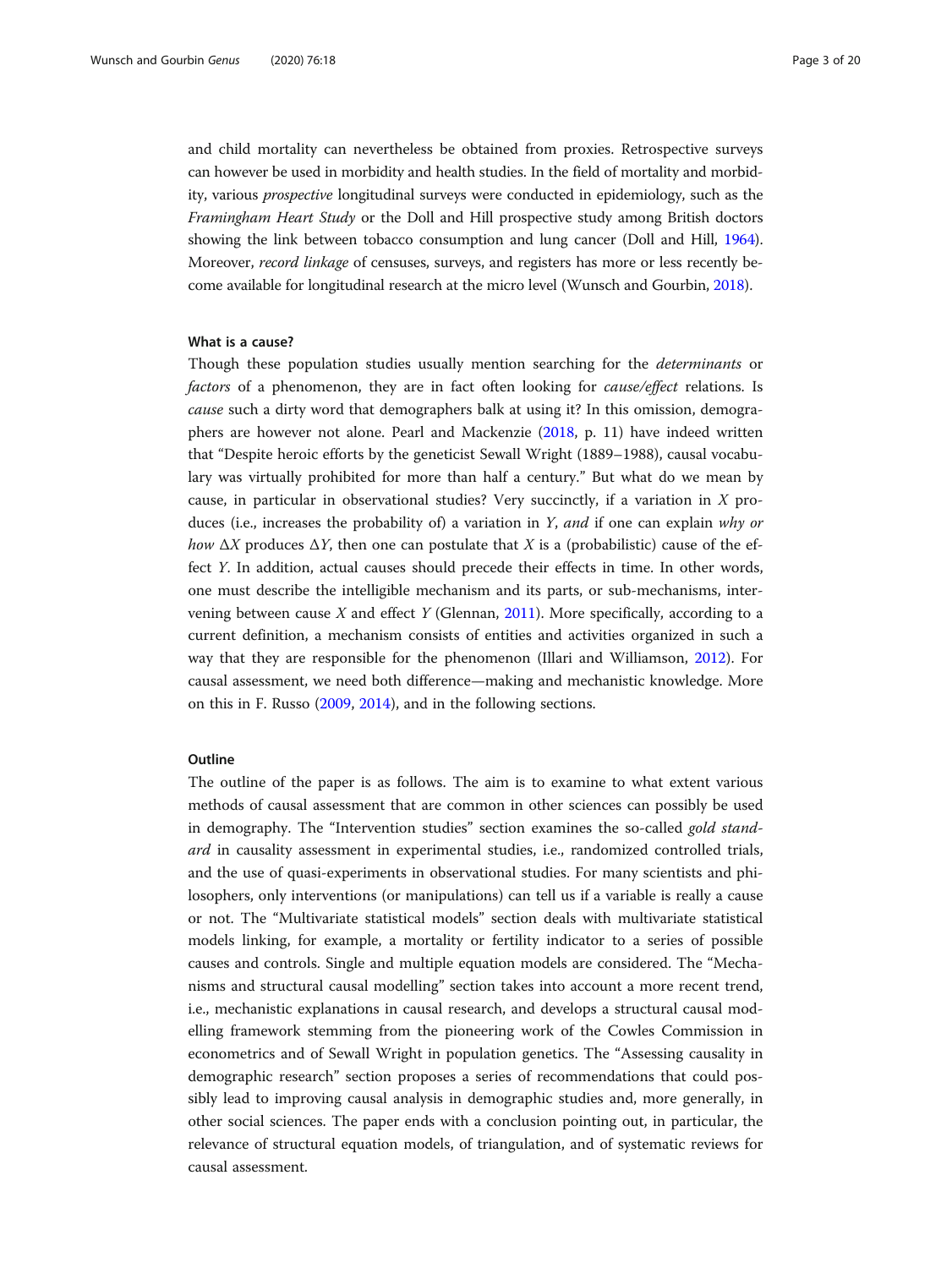and child mortality can nevertheless be obtained from proxies. Retrospective surveys can however be used in morbidity and health studies. In the field of mortality and morbidity, various *prospective* longitudinal surveys were conducted in epidemiology, such as the *Framingham Heart Study* or the Doll and Hill prospective study among British doctors showing the link between tobacco consumption and lung cancer (Doll and Hill, 1964). Moreover, *record linkage* of censuses, surveys, and registers has more or less recently become available for longitudinal research at the micro level (Wunsch and Gourbin, 2018).

### What is a cause?

Though these population studies usually mention searching for the *determinants* or *factors* of a phenomenon, they are in fact often looking for *cause/effect* relations. Is *cause* such a dirty word that demographers balk at using it? In this omission, demographers are however not alone. Pearl and Mackenzie (2018, p. 11) have indeed written that "Despite heroic efforts by the geneticist Sewall Wright (1889–1988), causal vocabulary was virtually prohibited for more than half a century." But what do we mean by cause, in particular in observational studies? Very succinctly, if a variation in $X$ produces (i.e., increases the probability of) a variation in $Y$, *and* if one can explain *why or how* $\Delta X$ produces $\Delta Y$, then one can postulate that $X$ is a (probabilistic) cause of the effect $Y$. In addition, actual causes should precede their effects in time. In other words, one must describe the intelligible mechanism and its parts, or sub-mechanisms, intervening between cause $X$ and effect $Y$ (Glennan, 2011). More specifically, according to a current definition, a mechanism consists of entities and activities organized in such a way that they are responsible for the phenomenon (Illari and Williamson, 2012). For causal assessment, we need both difference—making and mechanistic knowledge. More on this in F. Russo (2009, 2014), and in the following sections.

### Outline

The outline of the paper is as follows. The aim is to examine to what extent various methods of causal assessment that are common in other sciences can possibly be used in demography. The "Intervention studies" section examines the so-called *gold standard* in causality assessment in experimental studies, i.e., randomized controlled trials, and the use of quasi-experiments in observational studies. For many scientists and philosophers, only interventions (or manipulations) can tell us if a variable is really a cause or not. The "Multivariate statistical models" section deals with multivariate statistical models linking, for example, a mortality or fertility indicator to a series of possible causes and controls. Single and multiple equation models are considered. The "Mechanisms and structural causal modelling" section takes into account a more recent trend, i.e., mechanistic explanations in causal research, and develops a structural causal modelling framework stemming from the pioneering work of the Cowles Commission in econometrics and of Sewall Wright in population genetics. The "Assessing causality in demographic research" section proposes a series of recommendations that could possibly lead to improving causal analysis in demographic studies and, more generally, in other social sciences. The paper ends with a conclusion pointing out, in particular, the relevance of structural equation models, of triangulation, and of systematic reviews for causal assessment.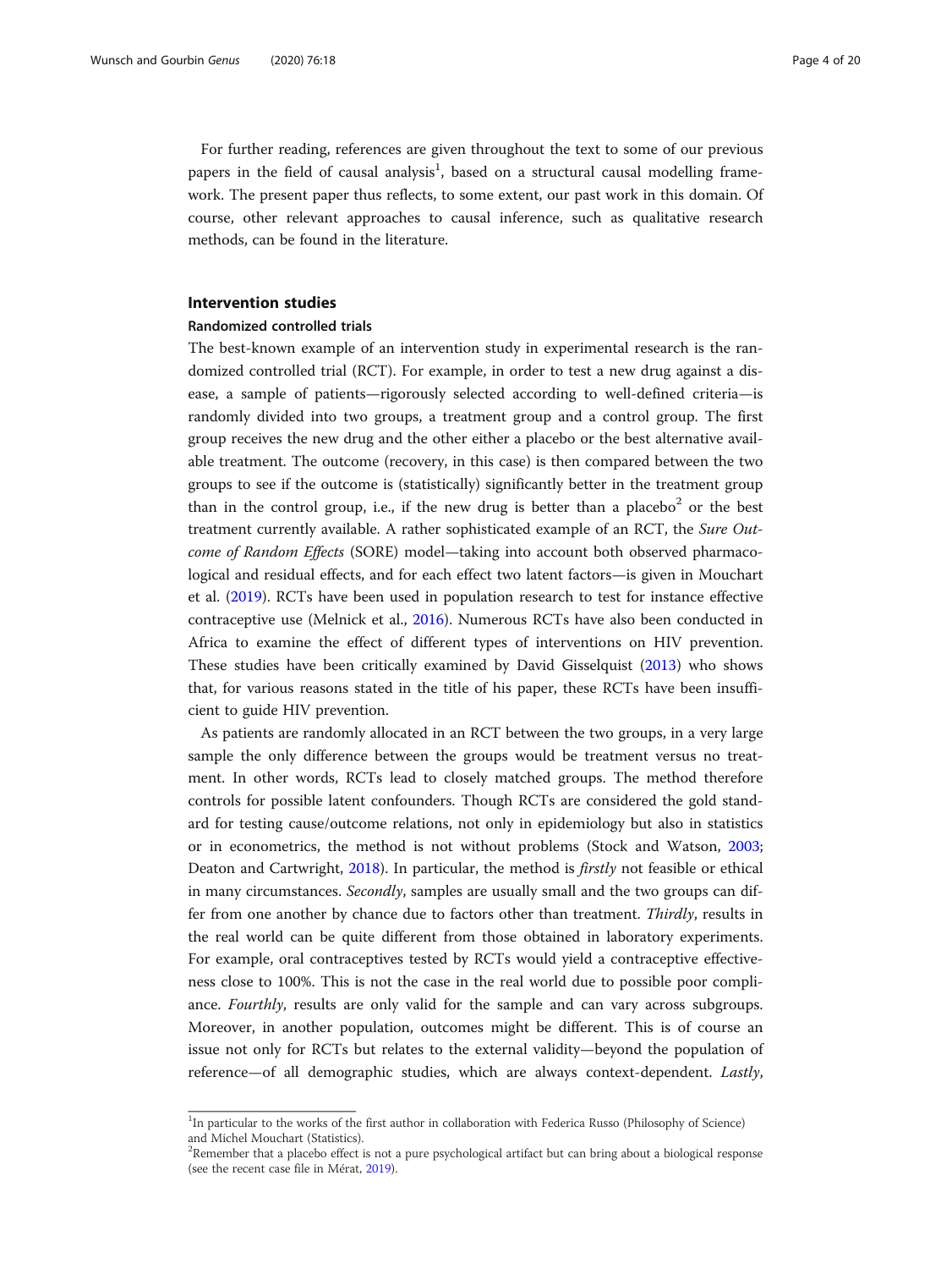For further reading, references are given throughout the text to some of our previous papers in the field of causal analysis[1], based on a structural causal modelling framework. The present paper thus reflects, to some extent, our past work in this domain. Of course, other relevant approaches to causal inference, such as qualitative research methods, can be found in the literature.

## Intervention studies

### Randomized controlled trials

The best-known example of an intervention study in experimental research is the randomized controlled trial (RCT). For example, in order to test a new drug against a disease, a sample of patients—rigorously selected according to well-defined criteria—is randomly divided into two groups, a treatment group and a control group. The first group receives the new drug and the other either a placebo or the best alternative available treatment. The outcome (recovery, in this case) is then compared between the two groups to see if the outcome is (statistically) significantly better in the treatment group than in the control group, i.e., if the new drug is better than a placebo[2] or the best treatment currently available. A rather sophisticated example of an RCT, the *Sure Outcome of Random Effects* (SORE) model—taking into account both observed pharmacological and residual effects, and for each effect two latent factors—is given in Mouchart et al. (2019). RCTs have been used in population research to test for instance effective contraceptive use (Melnick et al., 2016). Numerous RCTs have also been conducted in Africa to examine the effect of different types of interventions on HIV prevention. These studies have been critically examined by David Gisselquist (2013) who shows that, for various reasons stated in the title of his paper, these RCTs have been insufficient to guide HIV prevention.

As patients are randomly allocated in an RCT between the two groups, in a very large sample the only difference between the groups would be treatment versus no treatment. In other words, RCTs lead to closely matched groups. The method therefore controls for possible latent confounders. Though RCTs are considered the gold standard for testing cause/outcome relations, not only in epidemiology but also in statistics or in econometrics, the method is not without problems (Stock and Watson, 2003; Deaton and Cartwright, 2018). In particular, the method is *firstly* not feasible or ethical in many circumstances. *Secondly*, samples are usually small and the two groups can differ from one another by chance due to factors other than treatment. *Thirdly*, results in the real world can be quite different from those obtained in laboratory experiments. For example, oral contraceptives tested by RCTs would yield a contraceptive effectiveness close to 100%. This is not the case in the real world due to possible poor compliance. *Fourthly*, results are only valid for the sample and can vary across subgroups. Moreover, in another population, outcomes might be different. This is of course an issue not only for RCTs but relates to the external validity—beyond the population of reference—of all demographic studies, which are always context-dependent. *Lastly*,

[1] In particular to the works of the first author in collaboration with Federica Russo (Philosophy of Science) and Michel Mouchart (Statistics).

[2] Remember that a placebo effect is not a pure psychological artifact but can bring about a biological response (see the recent case file in Mérat, 2019).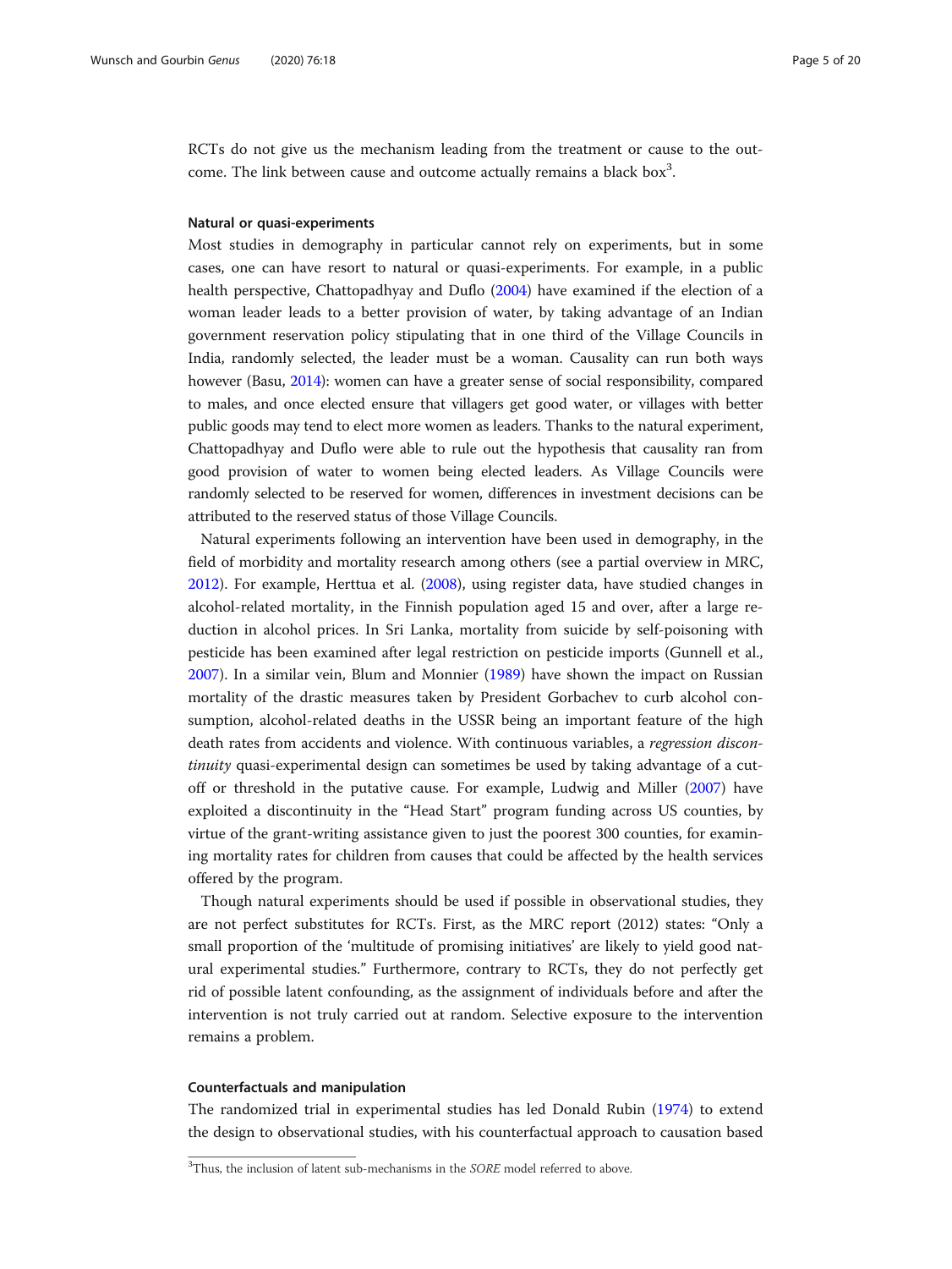RCTs do not give us the mechanism leading from the treatment or cause to the outcome. The link between cause and outcome actually remains a black box[3].

#### Natural or quasi-experiments

Most studies in demography in particular cannot rely on experiments, but in some cases, one can have resort to natural or quasi-experiments. For example, in a public health perspective, Chattopadhyay and Duflo (2004) have examined if the election of a woman leader leads to a better provision of water, by taking advantage of an Indian government reservation policy stipulating that in one third of the Village Councils in India, randomly selected, the leader must be a woman. Causality can run both ways however (Basu, 2014): women can have a greater sense of social responsibility, compared to males, and once elected ensure that villagers get good water, or villages with better public goods may tend to elect more women as leaders. Thanks to the natural experiment, Chattopadhyay and Duflo were able to rule out the hypothesis that causality ran from good provision of water to women being elected leaders. As Village Councils were randomly selected to be reserved for women, differences in investment decisions can be attributed to the reserved status of those Village Councils.

Natural experiments following an intervention have been used in demography, in the field of morbidity and mortality research among others (see a partial overview in MRC, 2012). For example, Herttua et al. (2008), using register data, have studied changes in alcohol-related mortality, in the Finnish population aged 15 and over, after a large reduction in alcohol prices. In Sri Lanka, mortality from suicide by self-poisoning with pesticide has been examined after legal restriction on pesticide imports (Gunnell et al., 2007). In a similar vein, Blum and Monnier (1989) have shown the impact on Russian mortality of the drastic measures taken by President Gorbachev to curb alcohol consumption, alcohol-related deaths in the USSR being an important feature of the high death rates from accidents and violence. With continuous variables, a *regression discontinuity* quasi-experimental design can sometimes be used by taking advantage of a cut-off or threshold in the putative cause. For example, Ludwig and Miller (2007) have exploited a discontinuity in the "Head Start" program funding across US counties, by virtue of the grant-writing assistance given to just the poorest 300 counties, for examining mortality rates for children from causes that could be affected by the health services offered by the program.

Though natural experiments should be used if possible in observational studies, they are not perfect substitutes for RCTs. First, as the MRC report (2012) states: "Only a small proportion of the 'multitude of promising initiatives' are likely to yield good natural experimental studies." Furthermore, contrary to RCTs, they do not perfectly get rid of possible latent confounding, as the assignment of individuals before and after the intervention is not truly carried out at random. Selective exposure to the intervention remains a problem.

#### Counterfactuals and manipulation

The randomized trial in experimental studies has led Donald Rubin (1974) to extend the design to observational studies, with his counterfactual approach to causation based

---

[3]Thus, the inclusion of latent sub-mechanisms in the *SORE* model referred to above.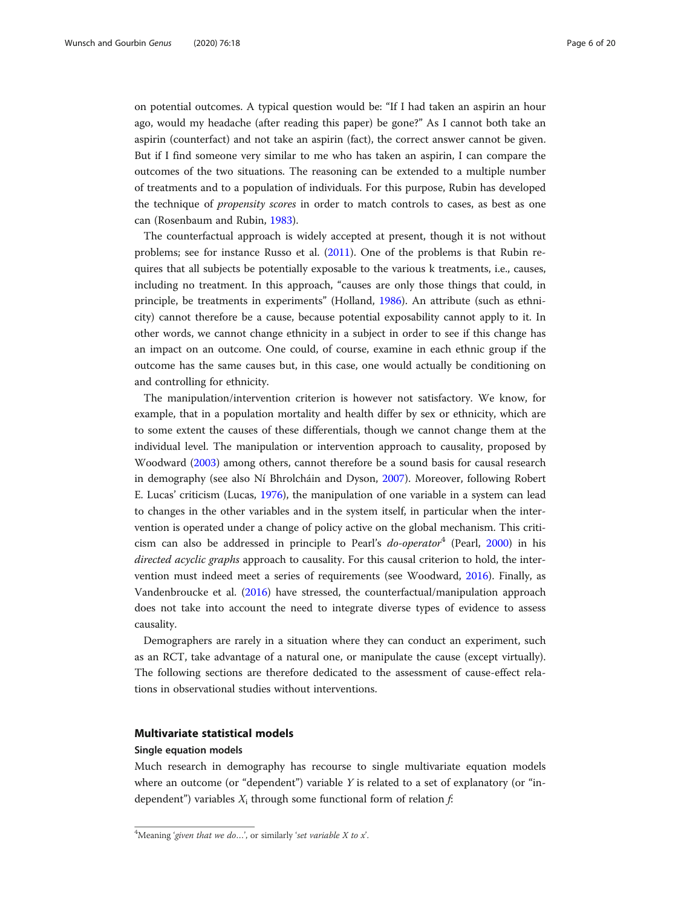on potential outcomes. A typical question would be: "If I had taken an aspirin an hour ago, would my headache (after reading this paper) be gone?" As I cannot both take an aspirin (counterfact) and not take an aspirin (fact), the correct answer cannot be given. But if I find someone very similar to me who has taken an aspirin, I can compare the outcomes of the two situations. The reasoning can be extended to a multiple number of treatments and to a population of individuals. For this purpose, Rubin has developed the technique of *propensity scores* in order to match controls to cases, as best as one can (Rosenbaum and Rubin, 1983).

The counterfactual approach is widely accepted at present, though it is not without problems; see for instance Russo et al. (2011). One of the problems is that Rubin requires that all subjects be potentially exposable to the various k treatments, i.e., causes, including no treatment. In this approach, "causes are only those things that could, in principle, be treatments in experiments" (Holland, 1986). An attribute (such as ethnicity) cannot therefore be a cause, because potential exposability cannot apply to it. In other words, we cannot change ethnicity in a subject in order to see if this change has an impact on an outcome. One could, of course, examine in each ethnic group if the outcome has the same causes but, in this case, one would actually be conditioning on and controlling for ethnicity.

The manipulation/intervention criterion is however not satisfactory. We know, for example, that in a population mortality and health differ by sex or ethnicity, which are to some extent the causes of these differentials, though we cannot change them at the individual level. The manipulation or intervention approach to causality, proposed by Woodward (2003) among others, cannot therefore be a sound basis for causal research in demography (see also Ní Bhrolcháin and Dyson, 2007). Moreover, following Robert E. Lucas' criticism (Lucas, 1976), the manipulation of one variable in a system can lead to changes in the other variables and in the system itself, in particular when the intervention is operated under a change of policy active on the global mechanism. This criticism can also be addressed in principle to Pearl's *do-operator*[4] (Pearl, 2000) in his *directed acyclic graphs* approach to causality. For this causal criterion to hold, the intervention must indeed meet a series of requirements (see Woodward, 2016). Finally, as Vandenbroucke et al. (2016) have stressed, the counterfactual/manipulation approach does not take into account the need to integrate diverse types of evidence to assess causality.

Demographers are rarely in a situation where they can conduct an experiment, such as an RCT, take advantage of a natural one, or manipulate the cause (except virtually). The following sections are therefore dedicated to the assessment of cause-effect relations in observational studies without interventions.

## Multivariate statistical models

### Single equation models

Much research in demography has recourse to single multivariate equation models where an outcome (or "dependent") variable $Y$ is related to a set of explanatory (or "independent") variables $X_i$ through some functional form of relation $f$:

[4] Meaning '*given that we do…*', or similarly '*set variable X to x*'.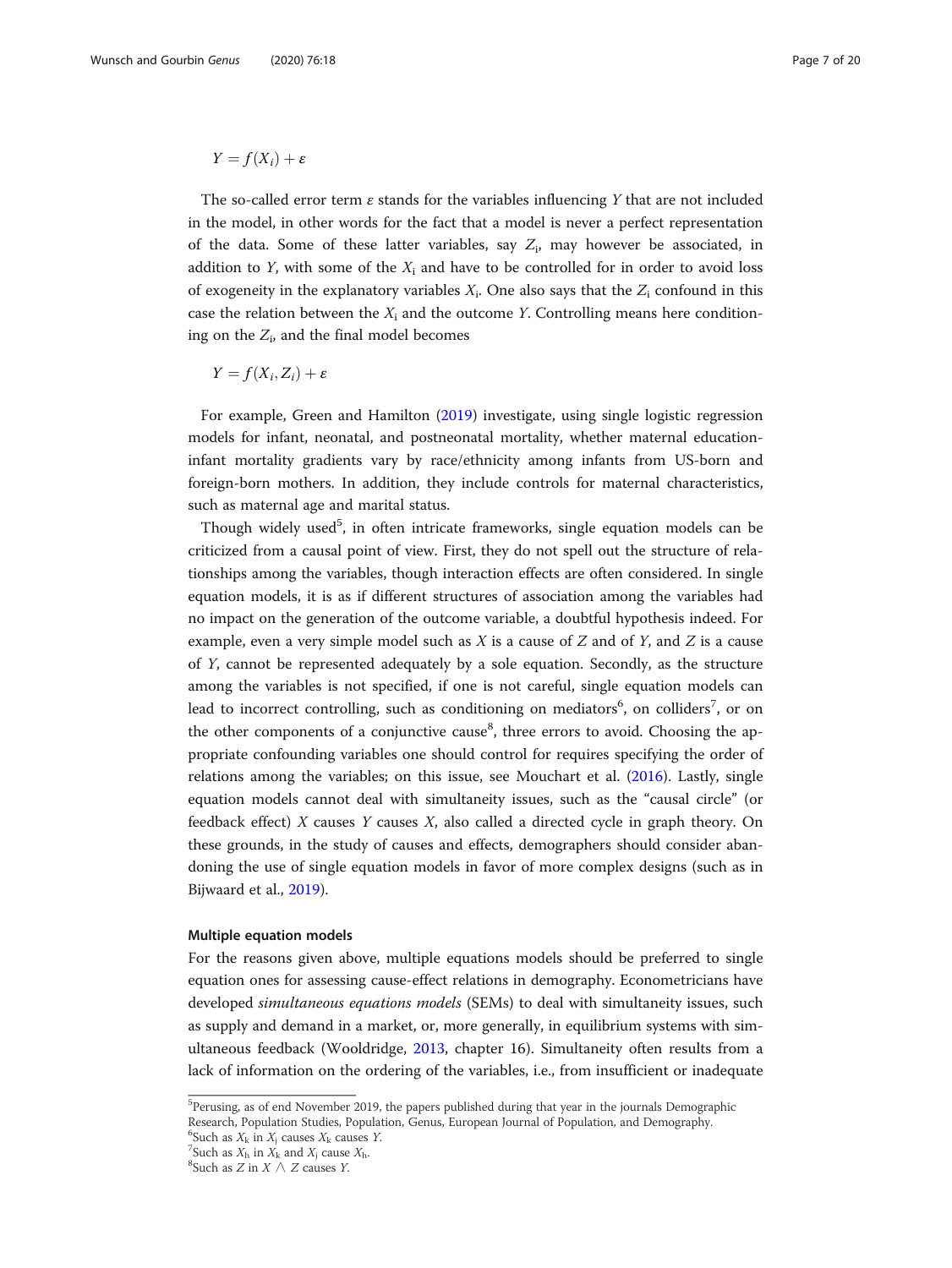$$Y = f(X_i) + \varepsilon$$

The so-called error term $\varepsilon$ stands for the variables influencing $Y$ that are not included in the model, in other words for the fact that a model is never a perfect representation of the data. Some of these latter variables, say $Z_i$, may however be associated, in addition to $Y$, with some of the $X_i$ and have to be controlled for in order to avoid loss of exogeneity in the explanatory variables $X_i$. One also says that the $Z_i$ confound in this case the relation between the $X_i$ and the outcome $Y$. Controlling means here conditioning on the $Z_i$, and the final model becomes

$$Y = f(X_i, Z_i) + \varepsilon$$

For example, Green and Hamilton (2019) investigate, using single logistic regression models for infant, neonatal, and postneonatal mortality, whether maternal education-infant mortality gradients vary by race/ethnicity among infants from US-born and foreign-born mothers. In addition, they include controls for maternal characteristics, such as maternal age and marital status.

Though widely used[5], in often intricate frameworks, single equation models can be criticized from a causal point of view. First, they do not spell out the structure of relationships among the variables, though interaction effects are often considered. In single equation models, it is as if different structures of association among the variables had no impact on the generation of the outcome variable, a doubtful hypothesis indeed. For example, even a very simple model such as $X$ is a cause of $Z$ and of $Y$, and $Z$ is a cause of $Y$, cannot be represented adequately by a sole equation. Secondly, as the structure among the variables is not specified, if one is not careful, single equation models can lead to incorrect controlling, such as conditioning on mediators[6], on colliders[7], or on the other components of a conjunctive cause[8], three errors to avoid. Choosing the appropriate confounding variables one should control for requires specifying the order of relations among the variables; on this issue, see Mouchart et al. (2016). Lastly, single equation models cannot deal with simultaneity issues, such as the "causal circle" (or feedback effect) $X$ causes $Y$ causes $X$, also called a directed cycle in graph theory. On these grounds, in the study of causes and effects, demographers should consider abandoning the use of single equation models in favor of more complex designs (such as in Bijwaard et al., 2019).

### Multiple equation models

For the reasons given above, multiple equations models should be preferred to single equation ones for assessing cause-effect relations in demography. Econometricians have developed *simultaneous equations models* (SEMs) to deal with simultaneity issues, such as supply and demand in a market, or, more generally, in equilibrium systems with simultaneous feedback (Wooldridge, 2013, chapter 16). Simultaneity often results from a lack of information on the ordering of the variables, i.e., from insufficient or inadequate

---

[5] Perusing, as of end November 2019, the papers published during that year in the journals Demographic Research, Population Studies, Population, Genus, European Journal of Population, and Demography.

[6] Such as $X_k$ in $X_j$ causes $X_k$ causes $Y$.

[7] Such as $X_h$ in $X_k$ and $X_j$ cause $X_h$.

[8] Such as $Z$ in $X \wedge Z$ causes $Y$.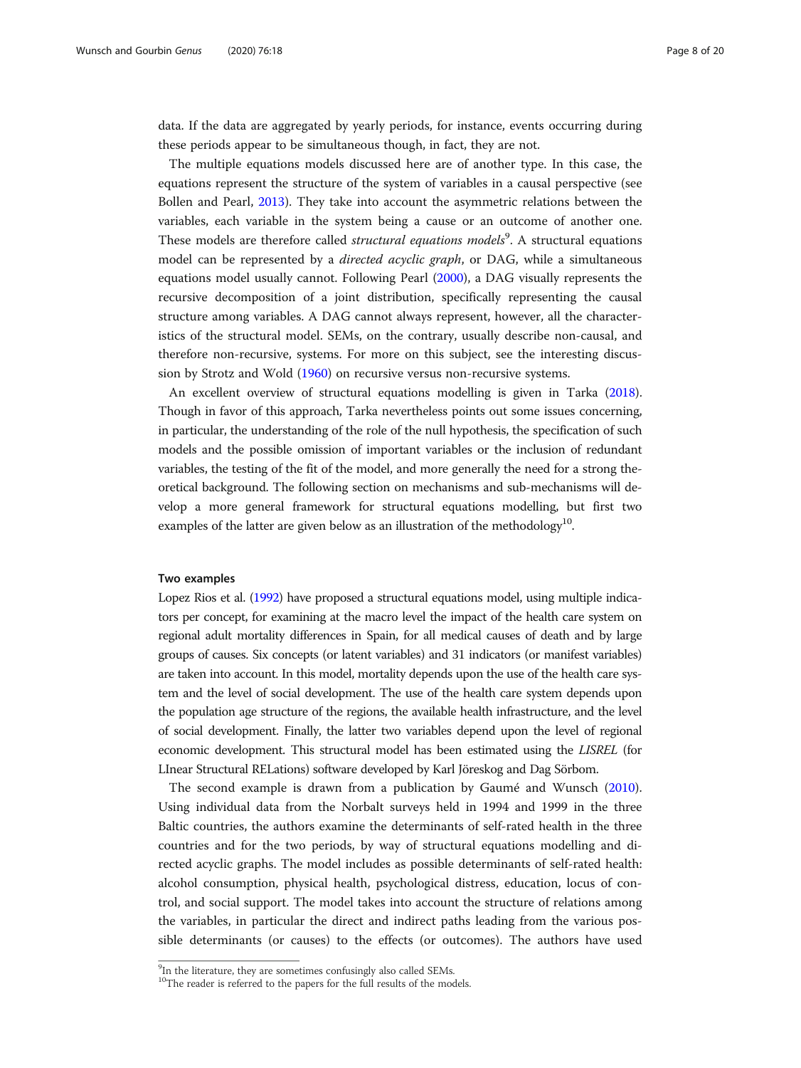data. If the data are aggregated by yearly periods, for instance, events occurring during these periods appear to be simultaneous though, in fact, they are not.

The multiple equations models discussed here are of another type. In this case, the equations represent the structure of the system of variables in a causal perspective (see Bollen and Pearl, 2013). They take into account the asymmetric relations between the variables, each variable in the system being a cause or an outcome of another one. These models are therefore called *structural equations models*[9]. A structural equations model can be represented by a *directed acyclic graph*, or DAG, while a simultaneous equations model usually cannot. Following Pearl (2000), a DAG visually represents the recursive decomposition of a joint distribution, specifically representing the causal structure among variables. A DAG cannot always represent, however, all the characteristics of the structural model. SEMs, on the contrary, usually describe non-causal, and therefore non-recursive, systems. For more on this subject, see the interesting discussion by Strotz and Wold (1960) on recursive versus non-recursive systems.

An excellent overview of structural equations modelling is given in Tarka (2018). Though in favor of this approach, Tarka nevertheless points out some issues concerning, in particular, the understanding of the role of the null hypothesis, the specification of such models and the possible omission of important variables or the inclusion of redundant variables, the testing of the fit of the model, and more generally the need for a strong theoretical background. The following section on mechanisms and sub-mechanisms will develop a more general framework for structural equations modelling, but first two examples of the latter are given below as an illustration of the methodology[10].

#### Two examples

Lopez Rios et al. (1992) have proposed a structural equations model, using multiple indicators per concept, for examining at the macro level the impact of the health care system on regional adult mortality differences in Spain, for all medical causes of death and by large groups of causes. Six concepts (or latent variables) and 31 indicators (or manifest variables) are taken into account. In this model, mortality depends upon the use of the health care system and the level of social development. The use of the health care system depends upon the population age structure of the regions, the available health infrastructure, and the level of social development. Finally, the latter two variables depend upon the level of regional economic development. This structural model has been estimated using the *LISREL* (for LInear Structural RELations) software developed by Karl Jöreskog and Dag Sörbom.

The second example is drawn from a publication by Gaumé and Wunsch (2010). Using individual data from the Norbalt surveys held in 1994 and 1999 in the three Baltic countries, the authors examine the determinants of self-rated health in the three countries and for the two periods, by way of structural equations modelling and directed acyclic graphs. The model includes as possible determinants of self-rated health: alcohol consumption, physical health, psychological distress, education, locus of control, and social support. The model takes into account the structure of relations among the variables, in particular the direct and indirect paths leading from the various possible determinants (or causes) to the effects (or outcomes). The authors have used

---

[9] In the literature, they are sometimes confusingly also called SEMs.

[10] The reader is referred to the papers for the full results of the models.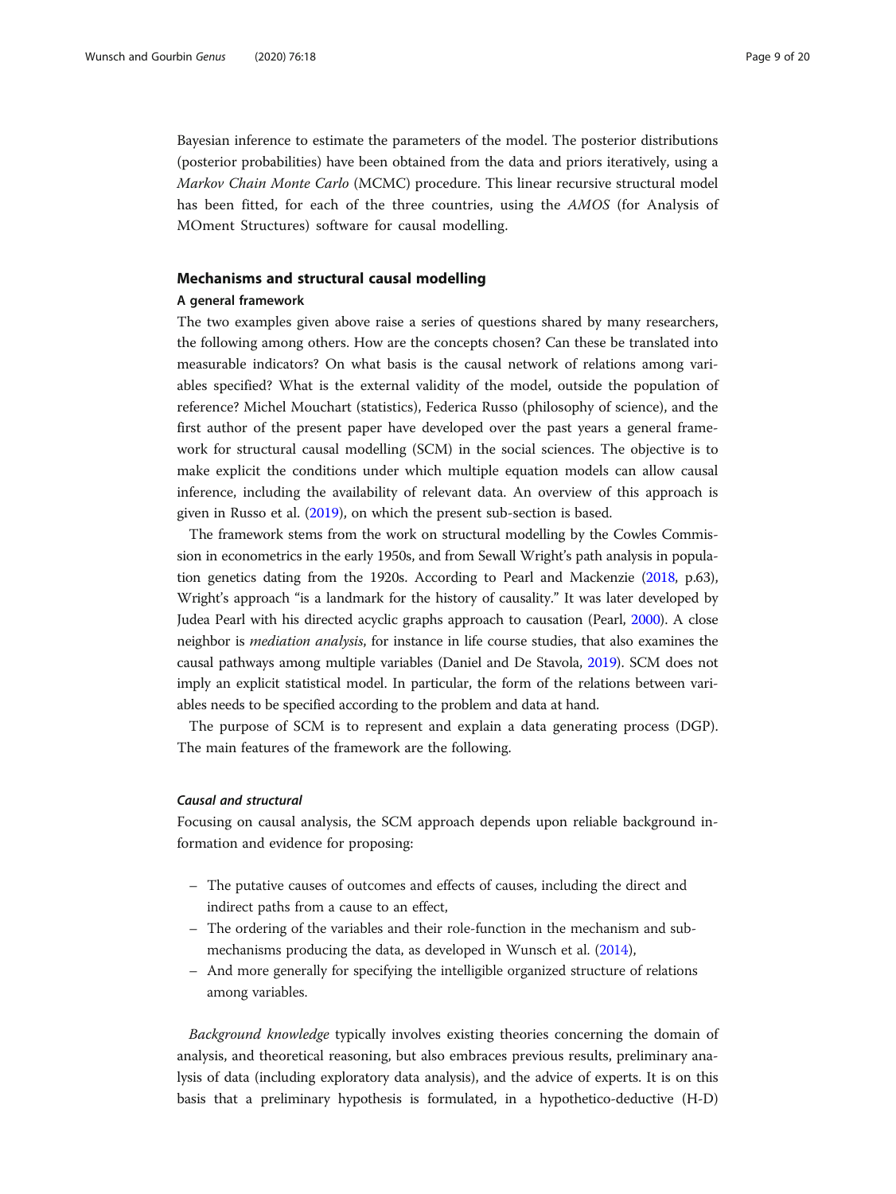Bayesian inference to estimate the parameters of the model. The posterior distributions (posterior probabilities) have been obtained from the data and priors iteratively, using a *Markov Chain Monte Carlo* (MCMC) procedure. This linear recursive structural model has been fitted, for each of the three countries, using the *AMOS* (for Analysis of MOment Structures) software for causal modelling.

## Mechanisms and structural causal modelling

### A general framework

The two examples given above raise a series of questions shared by many researchers, the following among others. How are the concepts chosen? Can these be translated into measurable indicators? On what basis is the causal network of relations among variables specified? What is the external validity of the model, outside the population of reference? Michel Mouchart (statistics), Federica Russo (philosophy of science), and the first author of the present paper have developed over the past years a general framework for structural causal modelling (SCM) in the social sciences. The objective is to make explicit the conditions under which multiple equation models can allow causal inference, including the availability of relevant data. An overview of this approach is given in Russo et al. (2019), on which the present sub-section is based.

The framework stems from the work on structural modelling by the Cowles Commission in econometrics in the early 1950s, and from Sewall Wright's path analysis in population genetics dating from the 1920s. According to Pearl and Mackenzie (2018, p.63), Wright's approach "is a landmark for the history of causality." It was later developed by Judea Pearl with his directed acyclic graphs approach to causation (Pearl, 2000). A close neighbor is *mediation analysis*, for instance in life course studies, that also examines the causal pathways among multiple variables (Daniel and De Stavola, 2019). SCM does not imply an explicit statistical model. In particular, the form of the relations between variables needs to be specified according to the problem and data at hand.

The purpose of SCM is to represent and explain a data generating process (DGP). The main features of the framework are the following.

#### *Causal and structural*

Focusing on causal analysis, the SCM approach depends upon reliable background information and evidence for proposing:

- The putative causes of outcomes and effects of causes, including the direct and indirect paths from a cause to an effect,
- The ordering of the variables and their role-function in the mechanism and sub-mechanisms producing the data, as developed in Wunsch et al. (2014),
- And more generally for specifying the intelligible organized structure of relations among variables.

*Background knowledge* typically involves existing theories concerning the domain of analysis, and theoretical reasoning, but also embraces previous results, preliminary analysis of data (including exploratory data analysis), and the advice of experts. It is on this basis that a preliminary hypothesis is formulated, in a hypothetico-deductive (H-D)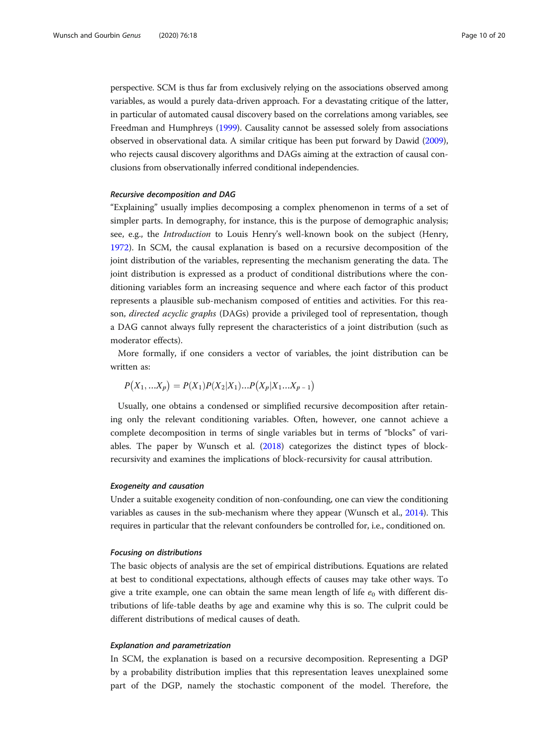perspective. SCM is thus far from exclusively relying on the associations observed among variables, as would a purely data-driven approach. For a devastating critique of the latter, in particular of automated causal discovery based on the correlations among variables, see Freedman and Humphreys (1999). Causality cannot be assessed solely from associations observed in observational data. A similar critique has been put forward by Dawid (2009), who rejects causal discovery algorithms and DAGs aiming at the extraction of causal conclusions from observationally inferred conditional independencies.

#### *Recursive decomposition and DAG*

"Explaining" usually implies decomposing a complex phenomenon in terms of a set of simpler parts. In demography, for instance, this is the purpose of demographic analysis; see, e.g., the *Introduction* to Louis Henry's well-known book on the subject (Henry, 1972). In SCM, the causal explanation is based on a recursive decomposition of the joint distribution of the variables, representing the mechanism generating the data. The joint distribution is expressed as a product of conditional distributions where the conditioning variables form an increasing sequence and where each factor of this product represents a plausible sub-mechanism composed of entities and activities. For this reason, *directed acyclic graphs* (DAGs) provide a privileged tool of representation, though a DAG cannot always fully represent the characteristics of a joint distribution (such as moderator effects).

More formally, if one considers a vector of variables, the joint distribution can be written as:

$$P(X_1, \ldots X_p) = P(X_1)P(X_2|X_1)\ldots P(X_p|X_1 \ldots X_{p-1})$$

Usually, one obtains a condensed or simplified recursive decomposition after retaining only the relevant conditioning variables. Often, however, one cannot achieve a complete decomposition in terms of single variables but in terms of "blocks" of variables. The paper by Wunsch et al. (2018) categorizes the distinct types of block-recursivity and examines the implications of block-recursivity for causal attribution.

#### *Exogeneity and causation*

Under a suitable exogeneity condition of non-confounding, one can view the conditioning variables as causes in the sub-mechanism where they appear (Wunsch et al., 2014). This requires in particular that the relevant confounders be controlled for, i.e., conditioned on.

#### *Focusing on distributions*

The basic objects of analysis are the set of empirical distributions. Equations are related at best to conditional expectations, although effects of causes may take other ways. To give a trite example, one can obtain the same mean length of life $e_0$ with different distributions of life-table deaths by age and examine why this is so. The culprit could be different distributions of medical causes of death.

#### *Explanation and parametrization*

In SCM, the explanation is based on a recursive decomposition. Representing a DGP by a probability distribution implies that this representation leaves unexplained some part of the DGP, namely the stochastic component of the model. Therefore, the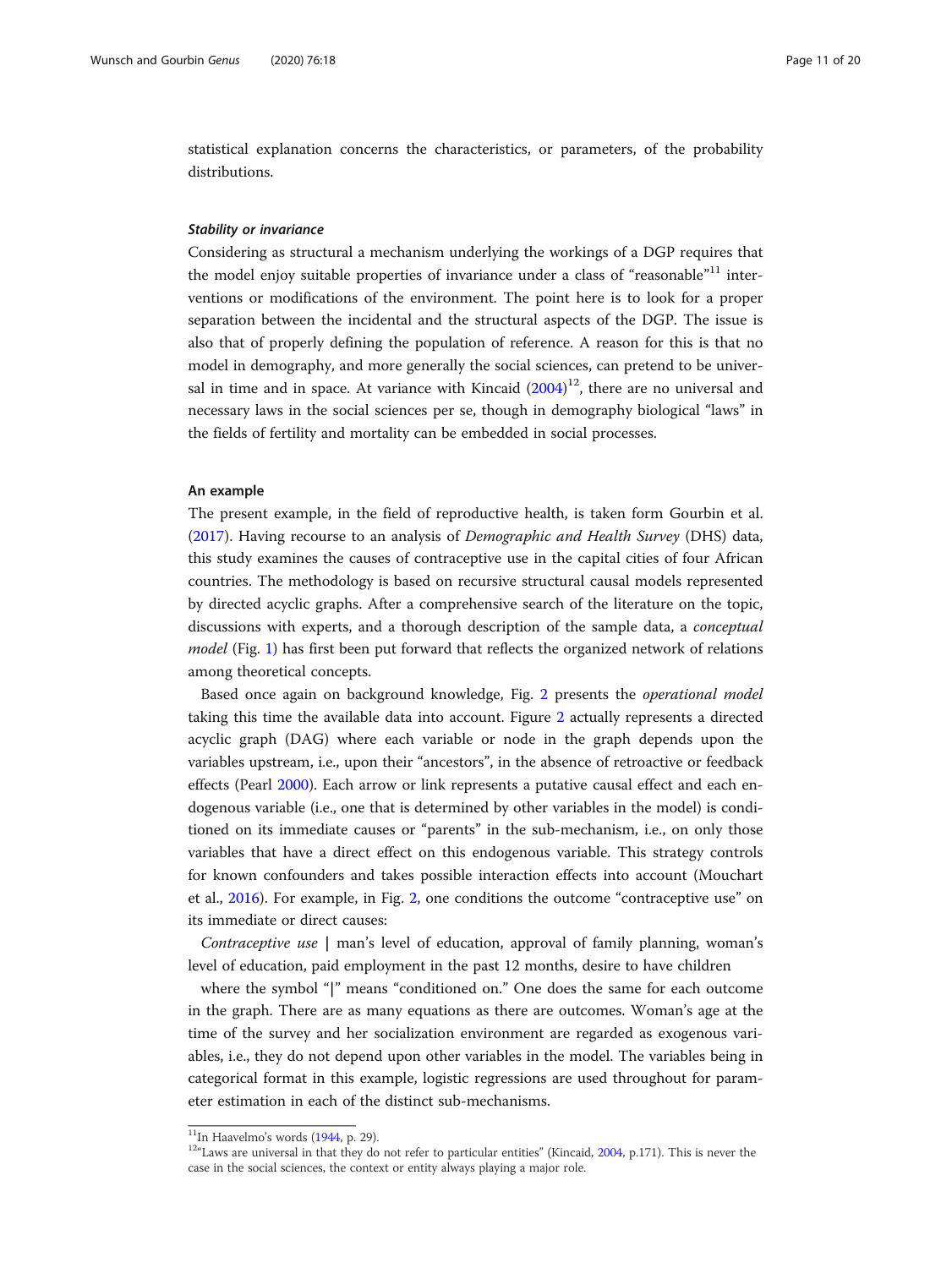statistical explanation concerns the characteristics, or parameters, of the probability distributions.

#### *Stability or invariance*

Considering as structural a mechanism underlying the workings of a DGP requires that the model enjoy suitable properties of invariance under a class of "reasonable"[11] interventions or modifications of the environment. The point here is to look for a proper separation between the incidental and the structural aspects of the DGP. The issue is also that of properly defining the population of reference. A reason for this is that no model in demography, and more generally the social sciences, can pretend to be universal in time and in space. At variance with Kincaid (2004)[12], there are no universal and necessary laws in the social sciences per se, though in demography biological "laws" in the fields of fertility and mortality can be embedded in social processes.

### An example

The present example, in the field of reproductive health, is taken form Gourbin et al. (2017). Having recourse to an analysis of *Demographic and Health Survey* (DHS) data, this study examines the causes of contraceptive use in the capital cities of four African countries. The methodology is based on recursive structural causal models represented by directed acyclic graphs. After a comprehensive search of the literature on the topic, discussions with experts, and a thorough description of the sample data, a *conceptual model* (Fig. 1) has first been put forward that reflects the organized network of relations among theoretical concepts.

Based once again on background knowledge, Fig. 2 presents the *operational model* taking this time the available data into account. Figure 2 actually represents a directed acyclic graph (DAG) where each variable or node in the graph depends upon the variables upstream, i.e., upon their "ancestors", in the absence of retroactive or feedback effects (Pearl 2000). Each arrow or link represents a putative causal effect and each endogenous variable (i.e., one that is determined by other variables in the model) is conditioned on its immediate causes or "parents" in the sub-mechanism, i.e., on only those variables that have a direct effect on this endogenous variable. This strategy controls for known confounders and takes possible interaction effects into account (Mouchart et al., 2016). For example, in Fig. 2, one conditions the outcome "contraceptive use" on its immediate or direct causes:

*Contraceptive use* | man's level of education, approval of family planning, woman's level of education, paid employment in the past 12 months, desire to have children

where the symbol "|" means "conditioned on." One does the same for each outcome in the graph. There are as many equations as there are outcomes. Woman's age at the time of the survey and her socialization environment are regarded as exogenous variables, i.e., they do not depend upon other variables in the model. The variables being in categorical format in this example, logistic regressions are used throughout for parameter estimation in each of the distinct sub-mechanisms.

---

[11] In Haavelmo's words (1944, p. 29).

[12] "Laws are universal in that they do not refer to particular entities" (Kincaid, 2004, p.171). This is never the case in the social sciences, the context or entity always playing a major role.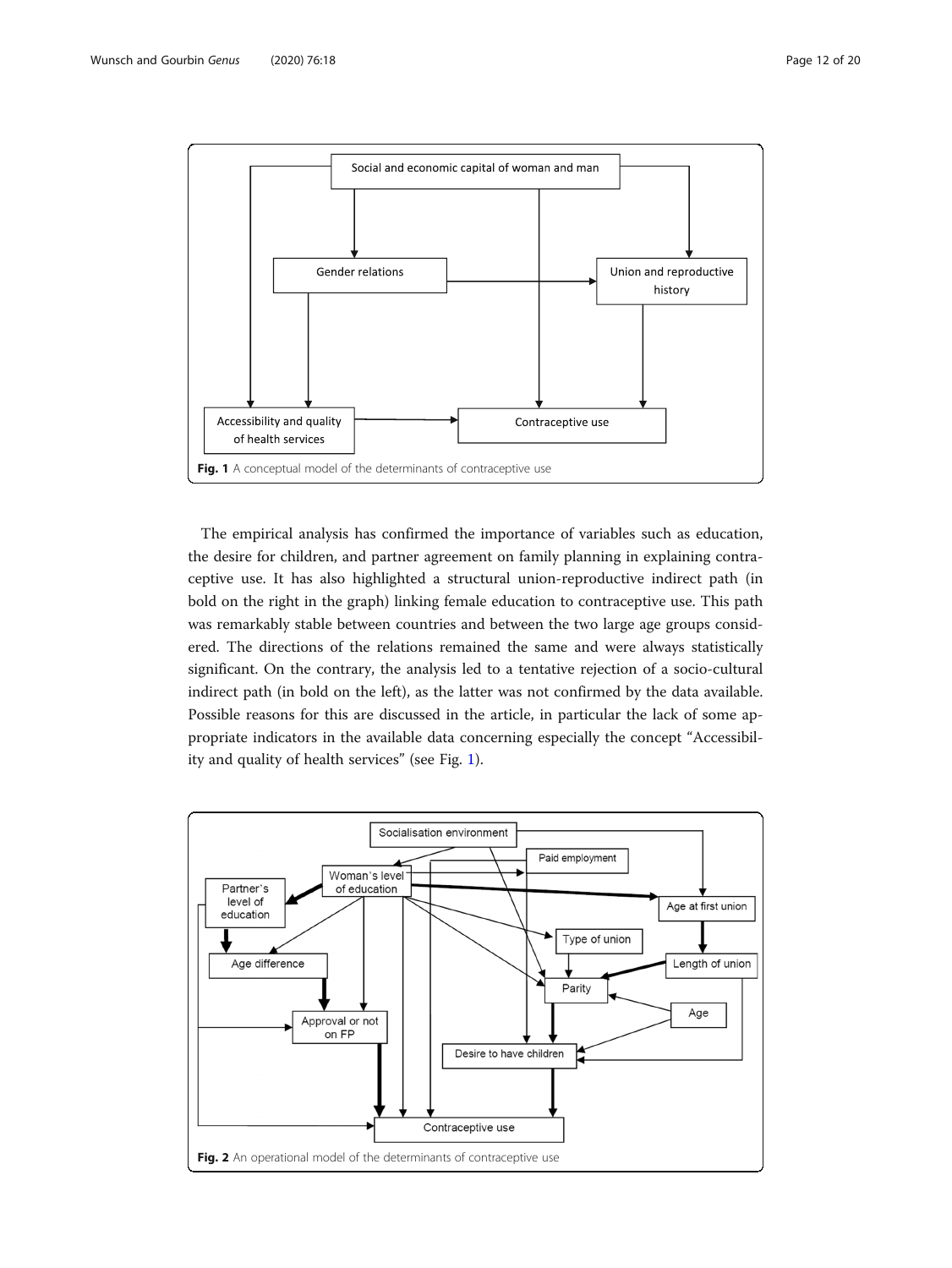Fig. 1 A conceptual model of the determinants of contraceptive use

The empirical analysis has confirmed the importance of variables such as education, the desire for children, and partner agreement on family planning in explaining contraceptive use. It has also highlighted a structural union-reproductive indirect path (in bold on the right in the graph) linking female education to contraceptive use. This path was remarkably stable between countries and between the two large age groups considered. The directions of the relations remained the same and were always statistically significant. On the contrary, the analysis led to a tentative rejection of a socio-cultural indirect path (in bold on the left), as the latter was not confirmed by the data available. Possible reasons for this are discussed in the article, in particular the lack of some appropriate indicators in the available data concerning especially the concept "Accessibility and quality of health services" (see Fig. 1).

Fig. 2 An operational model of the determinants of contraceptive use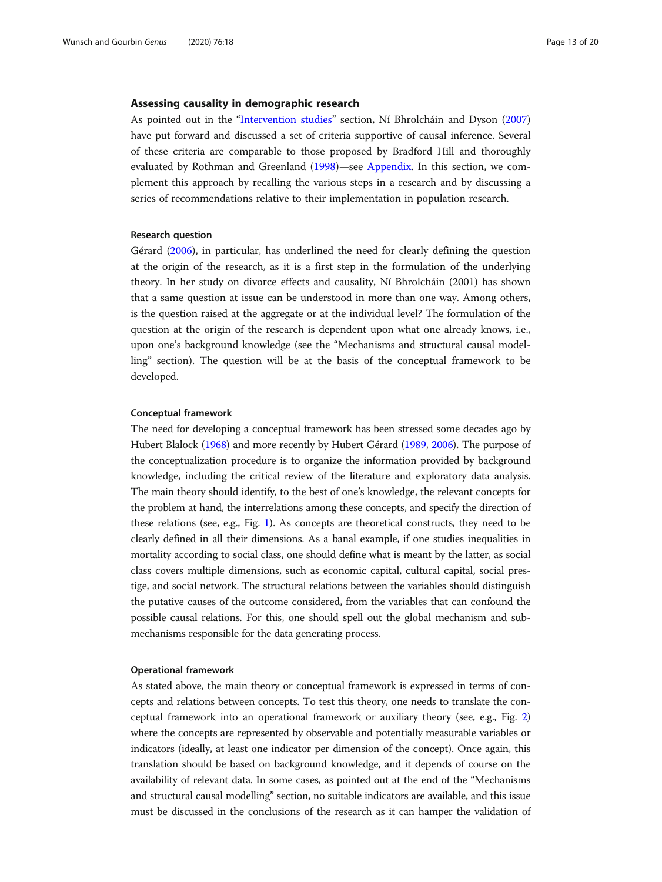## Assessing causality in demographic research

As pointed out in the "Intervention studies" section, Ní Bhrolcháin and Dyson (2007) have put forward and discussed a set of criteria supportive of causal inference. Several of these criteria are comparable to those proposed by Bradford Hill and thoroughly evaluated by Rothman and Greenland (1998)—see Appendix. In this section, we complement this approach by recalling the various steps in a research and by discussing a series of recommendations relative to their implementation in population research.

### Research question

Gérard (2006), in particular, has underlined the need for clearly defining the question at the origin of the research, as it is a first step in the formulation of the underlying theory. In her study on divorce effects and causality, Ní Bhrolcháin (2001) has shown that a same question at issue can be understood in more than one way. Among others, is the question raised at the aggregate or at the individual level? The formulation of the question at the origin of the research is dependent upon what one already knows, i.e., upon one's background knowledge (see the "Mechanisms and structural causal modelling" section). The question will be at the basis of the conceptual framework to be developed.

### Conceptual framework

The need for developing a conceptual framework has been stressed some decades ago by Hubert Blalock (1968) and more recently by Hubert Gérard (1989, 2006). The purpose of the conceptualization procedure is to organize the information provided by background knowledge, including the critical review of the literature and exploratory data analysis. The main theory should identify, to the best of one's knowledge, the relevant concepts for the problem at hand, the interrelations among these concepts, and specify the direction of these relations (see, e.g., Fig. 1). As concepts are theoretical constructs, they need to be clearly defined in all their dimensions. As a banal example, if one studies inequalities in mortality according to social class, one should define what is meant by the latter, as social class covers multiple dimensions, such as economic capital, cultural capital, social prestige, and social network. The structural relations between the variables should distinguish the putative causes of the outcome considered, from the variables that can confound the possible causal relations. For this, one should spell out the global mechanism and sub-mechanisms responsible for the data generating process.

### Operational framework

As stated above, the main theory or conceptual framework is expressed in terms of concepts and relations between concepts. To test this theory, one needs to translate the conceptual framework into an operational framework or auxiliary theory (see, e.g., Fig. 2) where the concepts are represented by observable and potentially measurable variables or indicators (ideally, at least one indicator per dimension of the concept). Once again, this translation should be based on background knowledge, and it depends of course on the availability of relevant data. In some cases, as pointed out at the end of the "Mechanisms and structural causal modelling" section, no suitable indicators are available, and this issue must be discussed in the conclusions of the research as it can hamper the validation of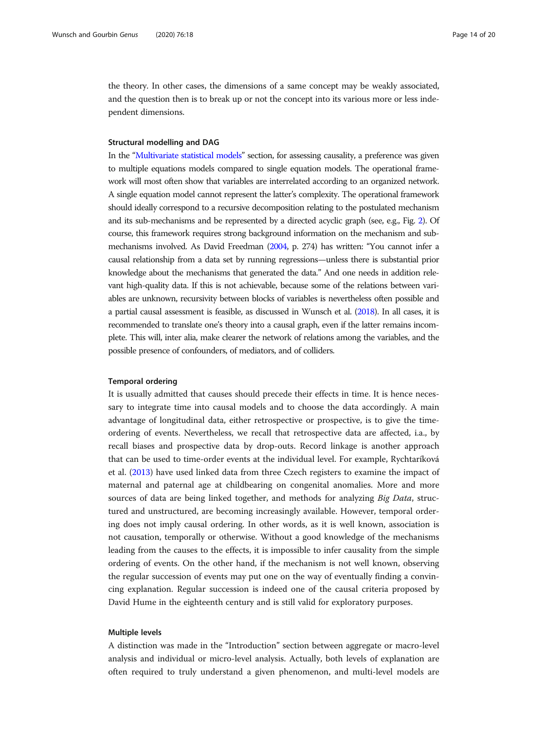the theory. In other cases, the dimensions of a same concept may be weakly associated, and the question then is to break up or not the concept into its various more or less independent dimensions.

### Structural modelling and DAG

In the "Multivariate statistical models" section, for assessing causality, a preference was given to multiple equations models compared to single equation models. The operational framework will most often show that variables are interrelated according to an organized network. A single equation model cannot represent the latter's complexity. The operational framework should ideally correspond to a recursive decomposition relating to the postulated mechanism and its sub-mechanisms and be represented by a directed acyclic graph (see, e.g., Fig. 2). Of course, this framework requires strong background information on the mechanism and sub-mechanisms involved. As David Freedman (2004, p. 274) has written: "You cannot infer a causal relationship from a data set by running regressions—unless there is substantial prior knowledge about the mechanisms that generated the data." And one needs in addition relevant high-quality data. If this is not achievable, because some of the relations between variables are unknown, recursivity between blocks of variables is nevertheless often possible and a partial causal assessment is feasible, as discussed in Wunsch et al. (2018). In all cases, it is recommended to translate one's theory into a causal graph, even if the latter remains incomplete. This will, inter alia, make clearer the network of relations among the variables, and the possible presence of confounders, of mediators, and of colliders.

### Temporal ordering

It is usually admitted that causes should precede their effects in time. It is hence necessary to integrate time into causal models and to choose the data accordingly. A main advantage of longitudinal data, either retrospective or prospective, is to give the time-ordering of events. Nevertheless, we recall that retrospective data are affected, i.a., by recall biases and prospective data by drop-outs. Record linkage is another approach that can be used to time-order events at the individual level. For example, Rychtaríková et al. (2013) have used linked data from three Czech registers to examine the impact of maternal and paternal age at childbearing on congenital anomalies. More and more sources of data are being linked together, and methods for analyzing *Big Data*, structured and unstructured, are becoming increasingly available. However, temporal ordering does not imply causal ordering. In other words, as it is well known, association is not causation, temporally or otherwise. Without a good knowledge of the mechanisms leading from the causes to the effects, it is impossible to infer causality from the simple ordering of events. On the other hand, if the mechanism is not well known, observing the regular succession of events may put one on the way of eventually finding a convincing explanation. Regular succession is indeed one of the causal criteria proposed by David Hume in the eighteenth century and is still valid for exploratory purposes.

### Multiple levels

A distinction was made in the "Introduction" section between aggregate or macro-level analysis and individual or micro-level analysis. Actually, both levels of explanation are often required to truly understand a given phenomenon, and multi-level models are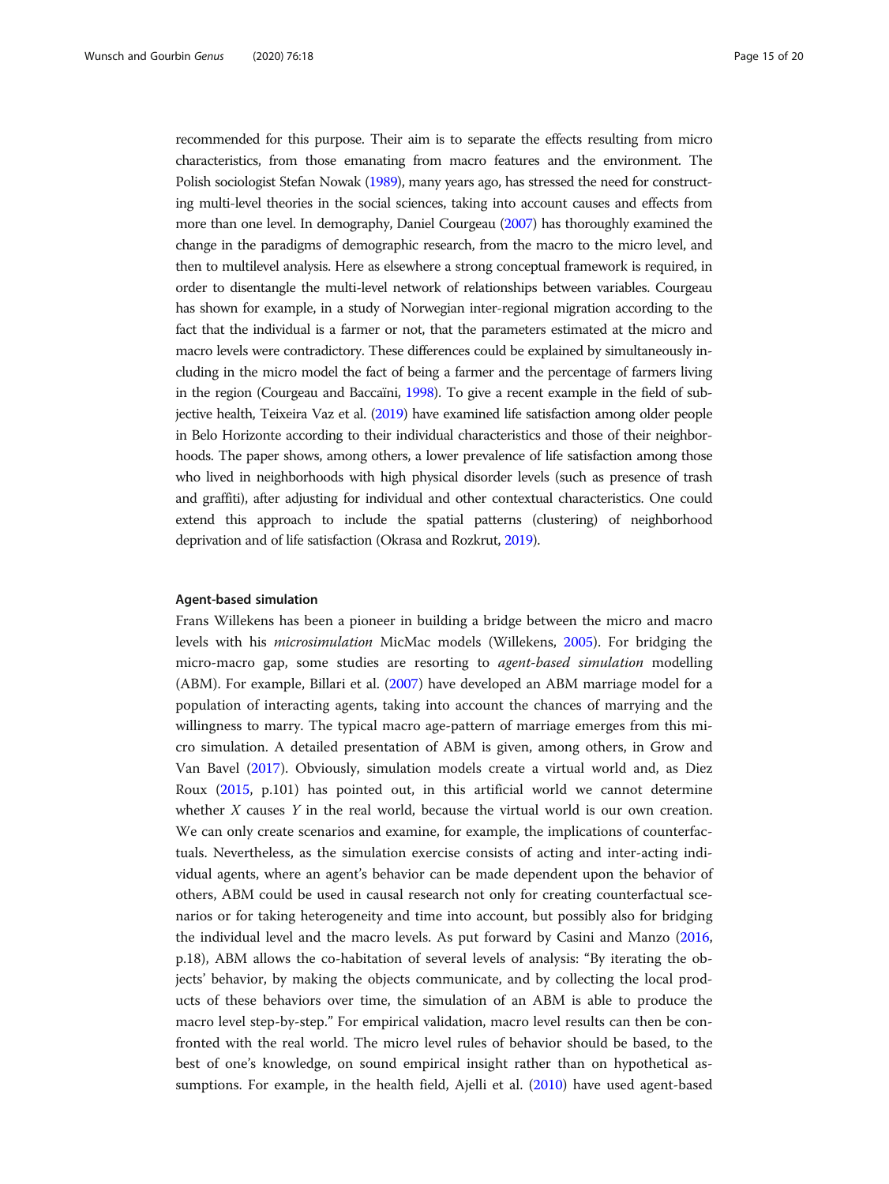recommended for this purpose. Their aim is to separate the effects resulting from micro characteristics, from those emanating from macro features and the environment. The Polish sociologist Stefan Nowak (1989), many years ago, has stressed the need for constructing multi-level theories in the social sciences, taking into account causes and effects from more than one level. In demography, Daniel Courgeau (2007) has thoroughly examined the change in the paradigms of demographic research, from the macro to the micro level, and then to multilevel analysis. Here as elsewhere a strong conceptual framework is required, in order to disentangle the multi-level network of relationships between variables. Courgeau has shown for example, in a study of Norwegian inter-regional migration according to the fact that the individual is a farmer or not, that the parameters estimated at the micro and macro levels were contradictory. These differences could be explained by simultaneously including in the micro model the fact of being a farmer and the percentage of farmers living in the region (Courgeau and Baccaïni, 1998). To give a recent example in the field of subjective health, Teixeira Vaz et al. (2019) have examined life satisfaction among older people in Belo Horizonte according to their individual characteristics and those of their neighborhoods. The paper shows, among others, a lower prevalence of life satisfaction among those who lived in neighborhoods with high physical disorder levels (such as presence of trash and graffiti), after adjusting for individual and other contextual characteristics. One could extend this approach to include the spatial patterns (clustering) of neighborhood deprivation and of life satisfaction (Okrasa and Rozkrut, 2019).

#### Agent-based simulation

Frans Willekens has been a pioneer in building a bridge between the micro and macro levels with his *microsimulation* MicMac models (Willekens, 2005). For bridging the micro-macro gap, some studies are resorting to *agent-based simulation* modelling (ABM). For example, Billari et al. (2007) have developed an ABM marriage model for a population of interacting agents, taking into account the chances of marrying and the willingness to marry. The typical macro age-pattern of marriage emerges from this micro simulation. A detailed presentation of ABM is given, among others, in Grow and Van Bavel (2017). Obviously, simulation models create a virtual world and, as Diez Roux (2015, p.101) has pointed out, in this artificial world we cannot determine whether $X$ causes $Y$ in the real world, because the virtual world is our own creation. We can only create scenarios and examine, for example, the implications of counterfactuals. Nevertheless, as the simulation exercise consists of acting and inter-acting individual agents, where an agent's behavior can be made dependent upon the behavior of others, ABM could be used in causal research not only for creating counterfactual scenarios or for taking heterogeneity and time into account, but possibly also for bridging the individual level and the macro levels. As put forward by Casini and Manzo (2016, p.18), ABM allows the co-habitation of several levels of analysis: "By iterating the objects' behavior, by making the objects communicate, and by collecting the local products of these behaviors over time, the simulation of an ABM is able to produce the macro level step-by-step." For empirical validation, macro level results can then be confronted with the real world. The micro level rules of behavior should be based, to the best of one's knowledge, on sound empirical insight rather than on hypothetical assumptions. For example, in the health field, Ajelli et al. (2010) have used agent-based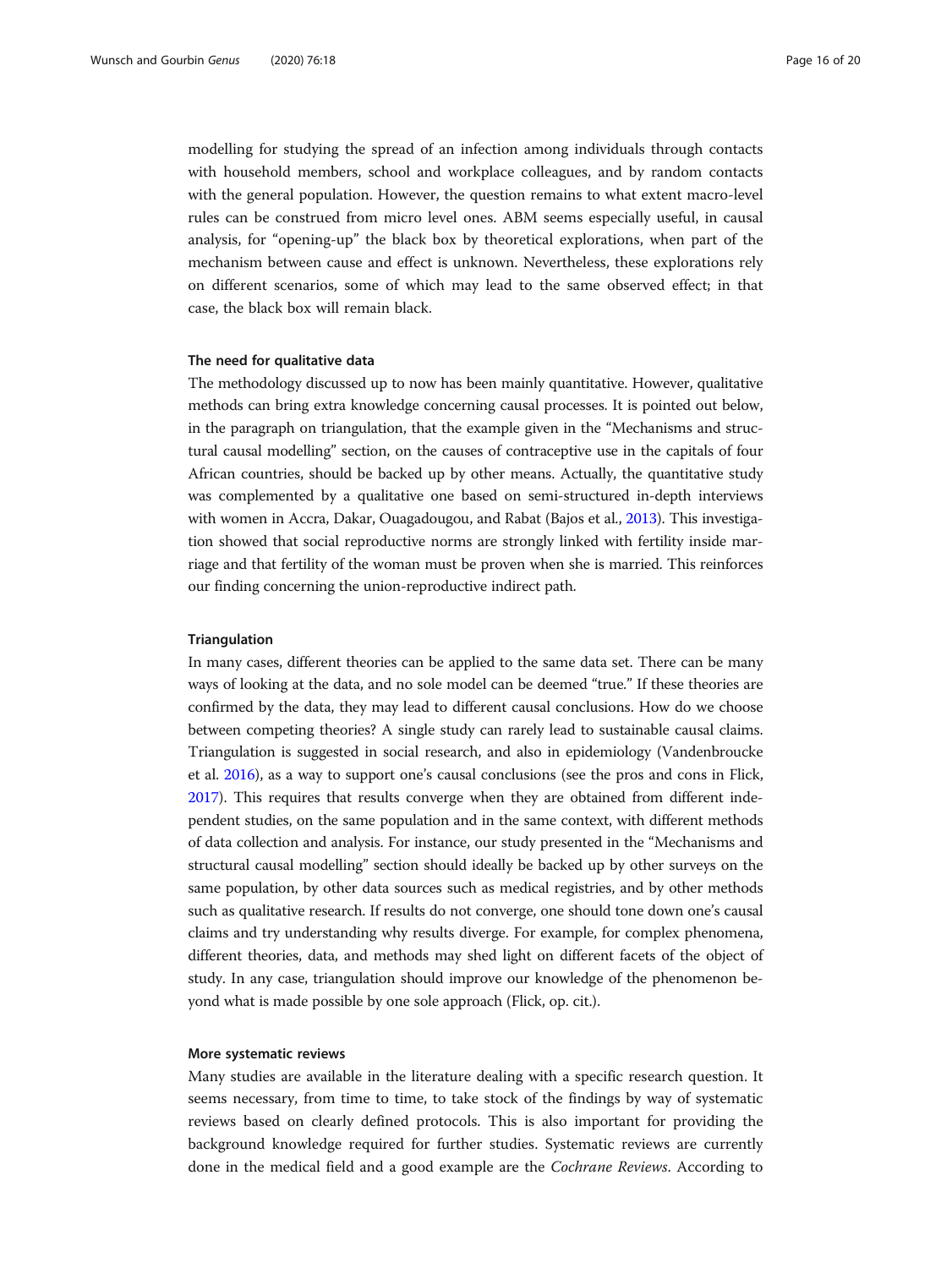modelling for studying the spread of an infection among individuals through contacts with household members, school and workplace colleagues, and by random contacts with the general population. However, the question remains to what extent macro-level rules can be construed from micro level ones. ABM seems especially useful, in causal analysis, for "opening-up" the black box by theoretical explorations, when part of the mechanism between cause and effect is unknown. Nevertheless, these explorations rely on different scenarios, some of which may lead to the same observed effect; in that case, the black box will remain black.

#### The need for qualitative data

The methodology discussed up to now has been mainly quantitative. However, qualitative methods can bring extra knowledge concerning causal processes. It is pointed out below, in the paragraph on triangulation, that the example given in the "Mechanisms and structural causal modelling" section, on the causes of contraceptive use in the capitals of four African countries, should be backed up by other means. Actually, the quantitative study was complemented by a qualitative one based on semi-structured in-depth interviews with women in Accra, Dakar, Ouagadougou, and Rabat (Bajos et al., 2013). This investigation showed that social reproductive norms are strongly linked with fertility inside marriage and that fertility of the woman must be proven when she is married. This reinforces our finding concerning the union-reproductive indirect path.

#### Triangulation

In many cases, different theories can be applied to the same data set. There can be many ways of looking at the data, and no sole model can be deemed "true." If these theories are confirmed by the data, they may lead to different causal conclusions. How do we choose between competing theories? A single study can rarely lead to sustainable causal claims. Triangulation is suggested in social research, and also in epidemiology (Vandenbroucke et al. 2016), as a way to support one's causal conclusions (see the pros and cons in Flick, 2017). This requires that results converge when they are obtained from different independent studies, on the same population and in the same context, with different methods of data collection and analysis. For instance, our study presented in the "Mechanisms and structural causal modelling" section should ideally be backed up by other surveys on the same population, by other data sources such as medical registries, and by other methods such as qualitative research. If results do not converge, one should tone down one's causal claims and try understanding why results diverge. For example, for complex phenomena, different theories, data, and methods may shed light on different facets of the object of study. In any case, triangulation should improve our knowledge of the phenomenon beyond what is made possible by one sole approach (Flick, op. cit.).

#### More systematic reviews

Many studies are available in the literature dealing with a specific research question. It seems necessary, from time to time, to take stock of the findings by way of systematic reviews based on clearly defined protocols. This is also important for providing the background knowledge required for further studies. Systematic reviews are currently done in the medical field and a good example are the *Cochrane Reviews*. According to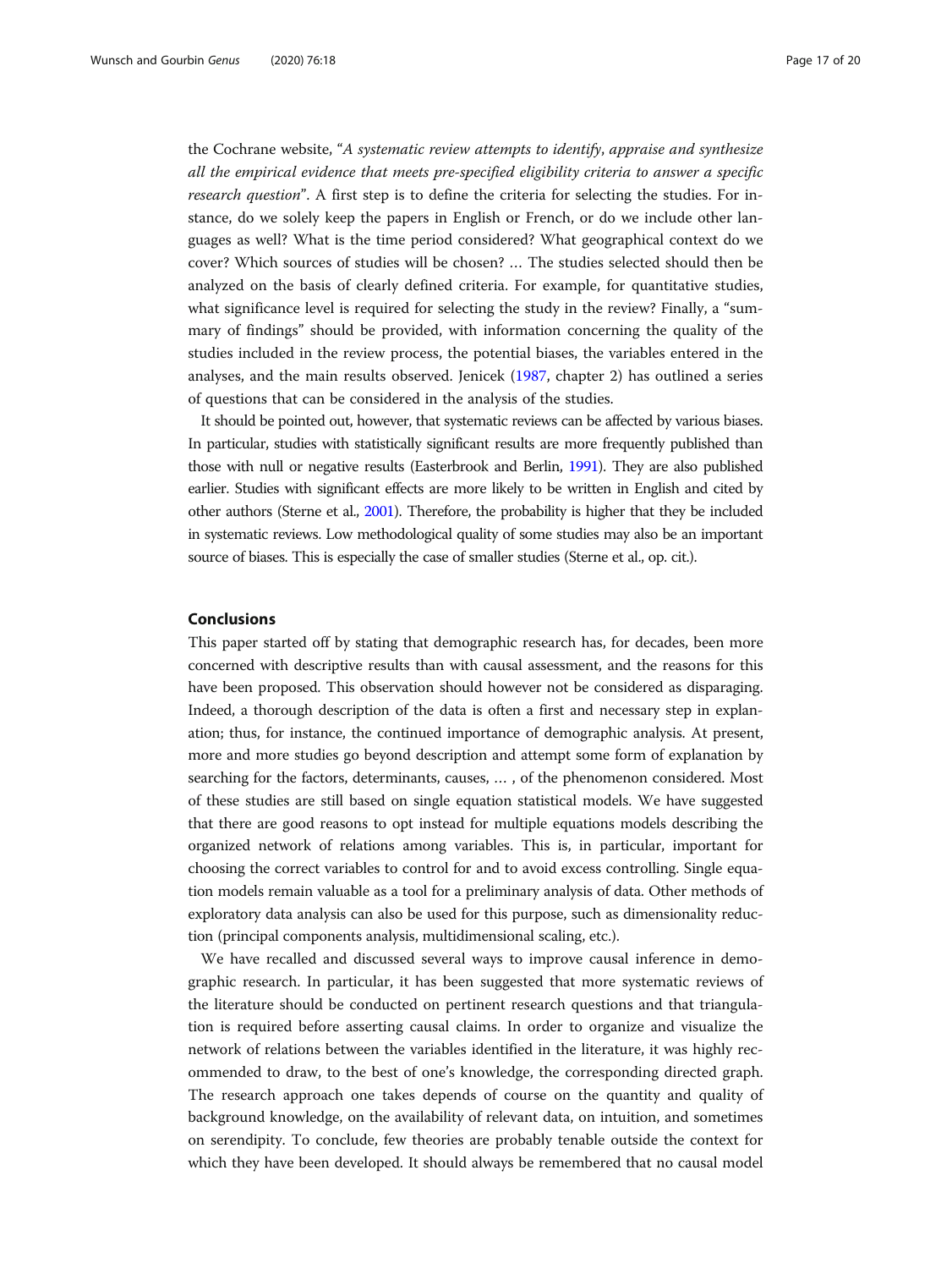the Cochrane website, "*A systematic review attempts to identify, appraise and synthesize all the empirical evidence that meets pre-specified eligibility criteria to answer a specific research question*". A first step is to define the criteria for selecting the studies. For instance, do we solely keep the papers in English or French, or do we include other languages as well? What is the time period considered? What geographical context do we cover? Which sources of studies will be chosen? … The studies selected should then be analyzed on the basis of clearly defined criteria. For example, for quantitative studies, what significance level is required for selecting the study in the review? Finally, a "summary of findings" should be provided, with information concerning the quality of the studies included in the review process, the potential biases, the variables entered in the analyses, and the main results observed. Jenicek (1987, chapter 2) has outlined a series of questions that can be considered in the analysis of the studies.

It should be pointed out, however, that systematic reviews can be affected by various biases. In particular, studies with statistically significant results are more frequently published than those with null or negative results (Easterbrook and Berlin, 1991). They are also published earlier. Studies with significant effects are more likely to be written in English and cited by other authors (Sterne et al., 2001). Therefore, the probability is higher that they be included in systematic reviews. Low methodological quality of some studies may also be an important source of biases. This is especially the case of smaller studies (Sterne et al., op. cit.).

## Conclusions

This paper started off by stating that demographic research has, for decades, been more concerned with descriptive results than with causal assessment, and the reasons for this have been proposed. This observation should however not be considered as disparaging. Indeed, a thorough description of the data is often a first and necessary step in explanation; thus, for instance, the continued importance of demographic analysis. At present, more and more studies go beyond description and attempt some form of explanation by searching for the factors, determinants, causes, … , of the phenomenon considered. Most of these studies are still based on single equation statistical models. We have suggested that there are good reasons to opt instead for multiple equations models describing the organized network of relations among variables. This is, in particular, important for choosing the correct variables to control for and to avoid excess controlling. Single equation models remain valuable as a tool for a preliminary analysis of data. Other methods of exploratory data analysis can also be used for this purpose, such as dimensionality reduction (principal components analysis, multidimensional scaling, etc.).

We have recalled and discussed several ways to improve causal inference in demographic research. In particular, it has been suggested that more systematic reviews of the literature should be conducted on pertinent research questions and that triangulation is required before asserting causal claims. In order to organize and visualize the network of relations between the variables identified in the literature, it was highly recommended to draw, to the best of one's knowledge, the corresponding directed graph. The research approach one takes depends of course on the quantity and quality of background knowledge, on the availability of relevant data, on intuition, and sometimes on serendipity. To conclude, few theories are probably tenable outside the context for which they have been developed. It should always be remembered that no causal model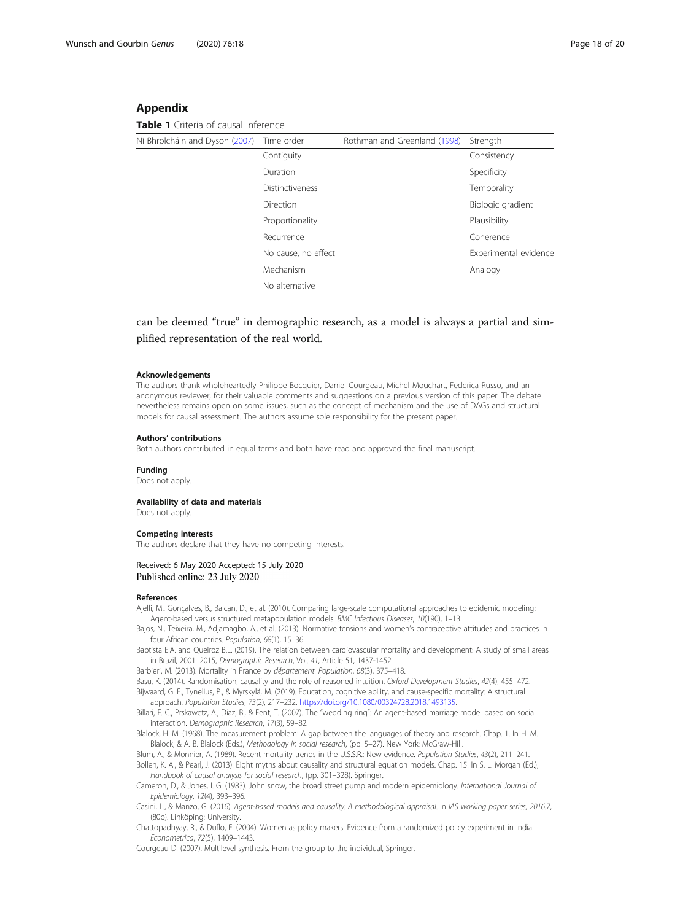## Appendix

**Table 1** Criteria of causal inference

| Ní Bhrolcháin and Dyson (2007) | Time order | Rothman and Greenland (1998) | Strength |
|---|---|---|---|
| | Contiguity | | Consistency |
| | Duration | | Specificity |
| | Distinctiveness | | Temporality |
| | Direction | | Biologic gradient |
| | Proportionality | | Plausibility |
| | Recurrence | | Coherence |
| | No cause, no effect | | Experimental evidence |
| | Mechanism | | Analogy |
| | No alternative | | |

can be deemed "true" in demographic research, as a model is always a partial and simplified representation of the real world.

#### Acknowledgements

The authors thank wholeheartedly Philippe Bocquier, Daniel Courgeau, Michel Mouchart, Federica Russo, and an anonymous reviewer, for their valuable comments and suggestions on a previous version of this paper. The debate nevertheless remains open on some issues, such as the concept of mechanism and the use of DAGs and structural models for causal assessment. The authors assume sole responsibility for the present paper.

#### Authors' contributions

Both authors contributed in equal terms and both have read and approved the final manuscript.

#### Funding

Does not apply.

#### Availability of data and materials

Does not apply.

#### Competing interests

The authors declare that they have no competing interests.

Received: 6 May 2020 Accepted: 15 July 2020
Published online: 23 July 2020

#### References

Ajelli, M., Gonçalves, B., Balcan, D., et al. (2010). Comparing large-scale computational approaches to epidemic modeling: Agent-based versus structured metapopulation models. *BMC Infectious Diseases*, *10*(190), 1–13.

Bajos, N., Teixeira, M., Adjamagbo, A., et al. (2013). Normative tensions and women's contraceptive attitudes and practices in four African countries. *Population*, *68*(1), 15–36.

Baptista E.A. and Queiroz B.L. (2019). The relation between cardiovascular mortality and development: A study of small areas in Brazil, 2001–2015, *Demographic Research*, Vol. *41*, Article 51, 1437-1452.

Barbieri, M. (2013). Mortality in France by *département*. *Population*, *68*(3), 375–418.

Basu, K. (2014). Randomisation, causality and the role of reasoned intuition. *Oxford Development Studies*, *42*(4), 455–472.

Bijwaard, G. E., Tynelius, P., & Myrskylä, M. (2019). Education, cognitive ability, and cause-specific mortality: A structural approach. *Population Studies*, *73*(2), 217–232. https://doi.org/10.1080/00324728.2018.1493135.

Billari, F. C., Prskawetz, A., Diaz, B., & Fent, T. (2007). The "wedding ring": An agent-based marriage model based on social interaction. *Demographic Research*, *17*(3), 59–82.

Blalock, H. M. (1968). The measurement problem: A gap between the languages of theory and research. Chap. 1. In H. M. Blalock, & A. B. Blalock (Eds.), *Methodology in social research*, (pp. 5–27). New York: McGraw-Hill.

Blum, A., & Monnier, A. (1989). Recent mortality trends in the U.S.S.R.: New evidence. *Population Studies*, *43*(2), 211–241.

Bollen, K. A., & Pearl, J. (2013). Eight myths about causality and structural equation models. Chap. 15. In S. L. Morgan (Ed.), *Handbook of causal analysis for social research*, (pp. 301–328). Springer.

Cameron, D., & Jones, I. G. (1983). John snow, the broad street pump and modern epidemiology. *International Journal of Epidemiology*, *12*(4), 393–396.

Casini, L., & Manzo, G. (2016). *Agent-based models and causality. A methodological appraisal*. In *IAS working paper series, 2016:7*, (80p). Linköping: University.

Chattopadhyay, R., & Duflo, E. (2004). Women as policy makers: Evidence from a randomized policy experiment in India. *Econometrica*, *72*(5), 1409–1443.

Courgeau D. (2007). Multilevel synthesis. From the group to the individual, Springer.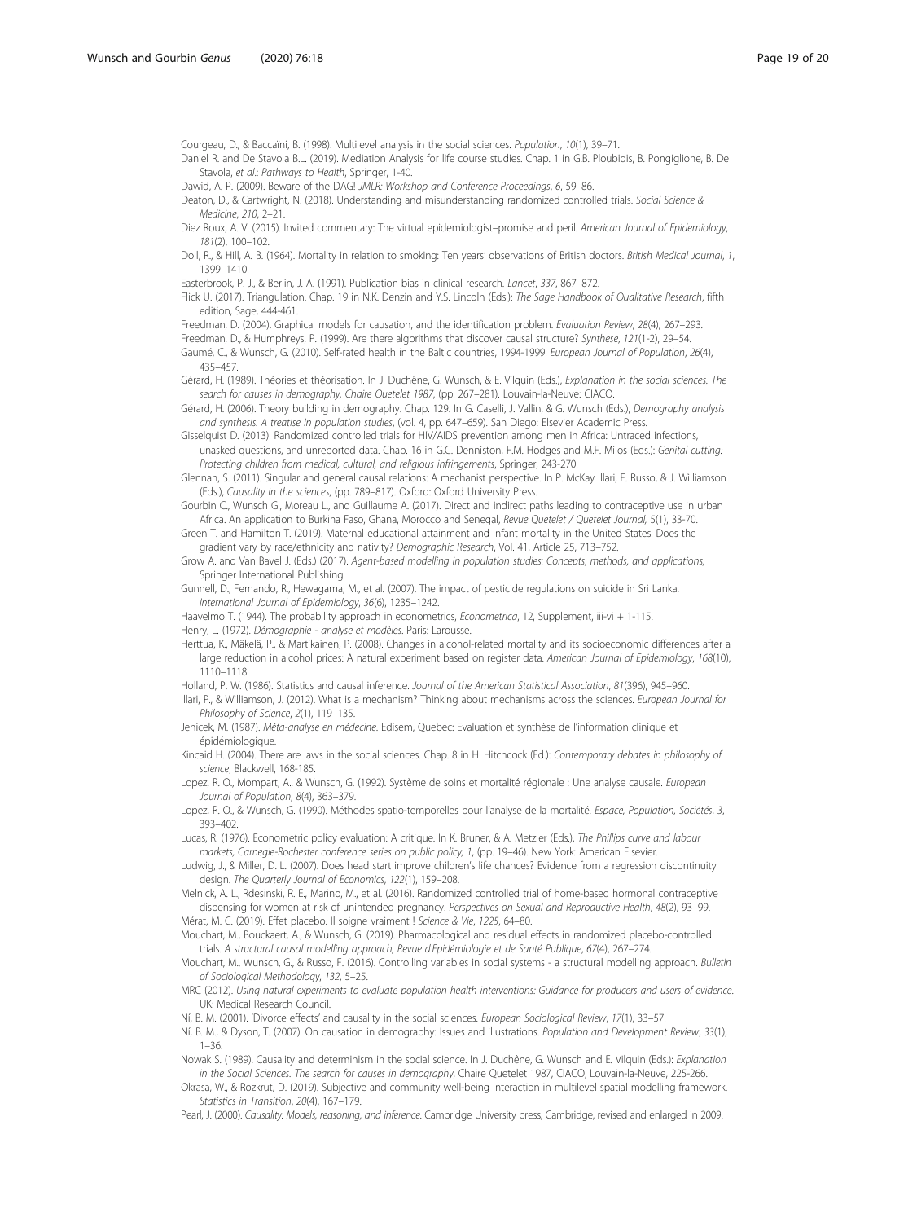Courgeau, D., & Baccaïni, B. (1998). Multilevel analysis in the social sciences. *Population*, *10*(1), 39–71.

Daniel R. and De Stavola B.L. (2019). Mediation Analysis for life course studies. Chap. 1 in G.B. Ploubidis, B. Pongiglione, B. De Stavola, *et al.*: *Pathways to Health*, Springer, 1-40.

Dawid, A. P. (2009). Beware of the DAG! *JMLR: Workshop and Conference Proceedings*, *6*, 59–86.

Deaton, D., & Cartwright, N. (2018). Understanding and misunderstanding randomized controlled trials. *Social Science & Medicine*, *210*, 2–21.

Diez Roux, A. V. (2015). Invited commentary: The virtual epidemiologist–promise and peril. *American Journal of Epidemiology*, *181*(2), 100–102.

Doll, R., & Hill, A. B. (1964). Mortality in relation to smoking: Ten years' observations of British doctors. *British Medical Journal*, *1*, 1399–1410.

Easterbrook, P. J., & Berlin, J. A. (1991). Publication bias in clinical research. *Lancet*, *337*, 867–872.

Flick U. (2017). Triangulation. Chap. 19 in N.K. Denzin and Y.S. Lincoln (Eds.): *The Sage Handbook of Qualitative Research*, fifth edition, Sage, 444-461.

Freedman, D. (2004). Graphical models for causation, and the identification problem. *Evaluation Review*, *28*(4), 267–293.

Freedman, D., & Humphreys, P. (1999). Are there algorithms that discover causal structure? *Synthese*, *121*(1-2), 29–54.

Gaumé, C., & Wunsch, G. (2010). Self-rated health in the Baltic countries, 1994-1999. *European Journal of Population*, *26*(4), 435–457.

Gérard, H. (1989). Théories et théorisation. In J. Duchêne, G. Wunsch, & E. Vilquin (Eds.), *Explanation in the social sciences. The search for causes in demography, Chaire Quetelet 1987*, (pp. 267–281). Louvain-la-Neuve: CIACO.

Gérard, H. (2006). Theory building in demography. Chap. 129. In G. Caselli, J. Vallin, & G. Wunsch (Eds.), *Demography analysis and synthesis. A treatise in population studies*, (vol. 4, pp. 647–659). San Diego: Elsevier Academic Press.

Gisselquist D. (2013). Randomized controlled trials for HIV/AIDS prevention among men in Africa: Untraced infections, unasked questions, and unreported data. Chap. 16 in G.C. Denniston, F.M. Hodges and M.F. Milos (Eds.): *Genital cutting: Protecting children from medical, cultural, and religious infringements*, Springer, 243-270.

Glennan, S. (2011). Singular and general causal relations: A mechanist perspective. In P. McKay Illari, F. Russo, & J. Williamson (Eds.), *Causality in the sciences*, (pp. 789–817). Oxford: Oxford University Press.

Gourbin C., Wunsch G., Moreau L., and Guillaume A. (2017). Direct and indirect paths leading to contraceptive use in urban Africa. An application to Burkina Faso, Ghana, Morocco and Senegal, *Revue Quetelet / Quetelet Journal*, 5(1), 33-70.

Green T. and Hamilton T. (2019). Maternal educational attainment and infant mortality in the United States: Does the gradient vary by race/ethnicity and nativity? *Demographic Research*, Vol. 41, Article 25, 713–752.

Grow A. and Van Bavel J. (Eds.) (2017). *Agent-based modelling in population studies: Concepts, methods, and applications*, Springer International Publishing.

Gunnell, D., Fernando, R., Hewagama, M., et al. (2007). The impact of pesticide regulations on suicide in Sri Lanka. *International Journal of Epidemiology*, *36*(6), 1235–1242.

Haavelmo T. (1944). The probability approach in econometrics, *Econometrica*, 12, Supplement, iii-vi + 1-115.

Henry, L. (1972). *Démographie - analyse et modèles*. Paris: Larousse.

Herttua, K., Mäkelä, P., & Martikainen, P. (2008). Changes in alcohol-related mortality and its socioeconomic differences after a large reduction in alcohol prices: A natural experiment based on register data. *American Journal of Epidemiology*, *168*(10), 1110–1118.

Holland, P. W. (1986). Statistics and causal inference. *Journal of the American Statistical Association*, *81*(396), 945–960.

Illari, P., & Williamson, J. (2012). What is a mechanism? Thinking about mechanisms across the sciences. *European Journal for Philosophy of Science*, *2*(1), 119–135.

Jenicek, M. (1987). *Méta-analyse en médecine*. Edisem, Quebec: Evaluation et synthèse de l'information clinique et épidémiologique.

Kincaid H. (2004). There are laws in the social sciences. Chap. 8 in H. Hitchcock (Ed.): *Contemporary debates in philosophy of science*, Blackwell, 168-185.

Lopez, R. O., Mompart, A., & Wunsch, G. (1992). Système de soins et mortalité régionale : Une analyse causale. *European Journal of Population*, *8*(4), 363–379.

Lopez, R. O., & Wunsch, G. (1990). Méthodes spatio-temporelles pour l'analyse de la mortalité. *Espace, Population, Sociétés*, *3*, 393–402.

Lucas, R. (1976). Econometric policy evaluation: A critique. In K. Bruner, & A. Metzler (Eds.), *The Phillips curve and labour markets, Carnegie-Rochester conference series on public policy*, *1*, (pp. 19–46). New York: American Elsevier.

Ludwig, J., & Miller, D. L. (2007). Does head start improve children's life chances? Evidence from a regression discontinuity design. *The Quarterly Journal of Economics*, *122*(1), 159–208.

Melnick, A. L., Rdesinski, R. E., Marino, M., et al. (2016). Randomized controlled trial of home-based hormonal contraceptive dispensing for women at risk of unintended pregnancy. *Perspectives on Sexual and Reproductive Health*, *48*(2), 93–99.

Mérat, M. C. (2019). Effet placebo. Il soigne vraiment ! *Science & Vie*, *1225*, 64–80.

Mouchart, M., Bouckaert, A., & Wunsch, G. (2019). Pharmacological and residual effects in randomized placebo-controlled trials. *A structural causal modelling approach, Revue d'Epidémiologie et de Santé Publique*, *67*(4), 267–274.

Mouchart, M., Wunsch, G., & Russo, F. (2016). Controlling variables in social systems - a structural modelling approach. *Bulletin of Sociological Methodology*, *132*, 5–25.

MRC (2012). *Using natural experiments to evaluate population health interventions: Guidance for producers and users of evidence*. UK: Medical Research Council.

Ní, B. M. (2001). 'Divorce effects' and causality in the social sciences. *European Sociological Review*, *17*(1), 33–57.

Ní, B. M., & Dyson, T. (2007). On causation in demography: Issues and illustrations. *Population and Development Review*, *33*(1), 1–36.

Nowak S. (1989). Causality and determinism in the social science. In J. Duchêne, G. Wunsch and E. Vilquin (Eds.): *Explanation in the Social Sciences. The search for causes in demography*, Chaire Quetelet 1987, CIACO, Louvain-la-Neuve, 225-266.

Okrasa, W., & Rozkrut, D. (2019). Subjective and community well-being interaction in multilevel spatial modelling framework. *Statistics in Transition*, *20*(4), 167–179.

Pearl, J. (2000). *Causality. Models, reasoning, and inference*. Cambridge University press, Cambridge, revised and enlarged in 2009.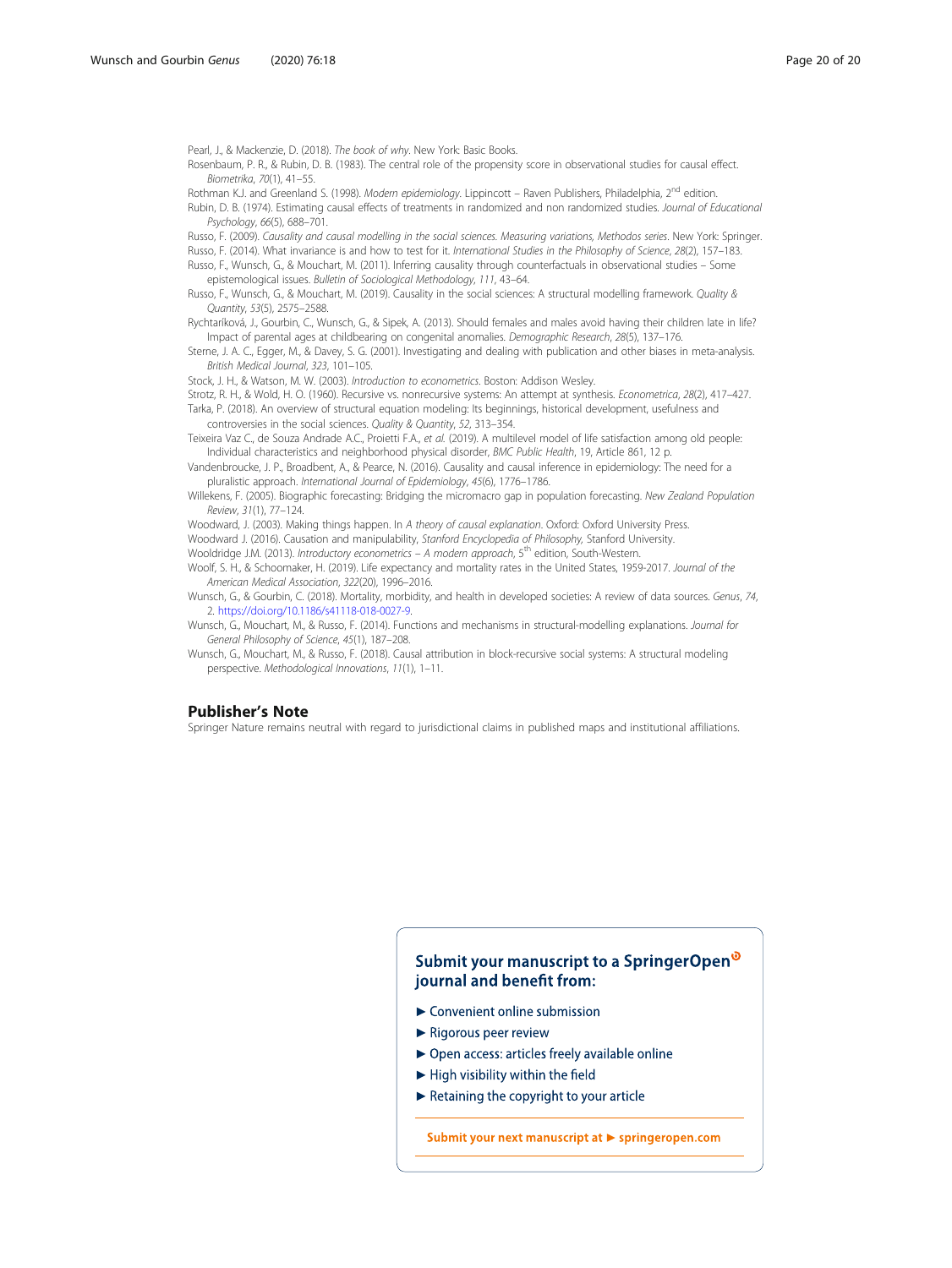Pearl, J., & Mackenzie, D. (2018). *The book of why*. New York: Basic Books.

Rosenbaum, P. R., & Rubin, D. B. (1983). The central role of the propensity score in observational studies for causal effect. *Biometrika*, *70*(1), 41–55.

Rothman K.J. and Greenland S. (1998). *Modern epidemiology*. Lippincott – Raven Publishers, Philadelphia, 2nd edition.

Rubin, D. B. (1974). Estimating causal effects of treatments in randomized and non randomized studies. *Journal of Educational Psychology*, *66*(5), 688–701.

Russo, F. (2009). *Causality and causal modelling in the social sciences. Measuring variations, Methodos series*. New York: Springer.

Russo, F. (2014). What invariance is and how to test for it. *International Studies in the Philosophy of Science*, *28*(2), 157–183.

Russo, F., Wunsch, G., & Mouchart, M. (2011). Inferring causality through counterfactuals in observational studies – Some epistemological issues. *Bulletin of Sociological Methodology*, *111*, 43–64.

Russo, F., Wunsch, G., & Mouchart, M. (2019). Causality in the social sciences: A structural modelling framework. *Quality & Quantity*, *53*(5), 2575–2588.

Rychtaríková, J., Gourbin, C., Wunsch, G., & Sipek, A. (2013). Should females and males avoid having their children late in life? Impact of parental ages at childbearing on congenital anomalies. *Demographic Research*, *28*(5), 137–176.

Sterne, J. A. C., Egger, M., & Davey, S. G. (2001). Investigating and dealing with publication and other biases in meta-analysis. *British Medical Journal*, *323*, 101–105.

Stock, J. H., & Watson, M. W. (2003). *Introduction to econometrics*. Boston: Addison Wesley.

Strotz, R. H., & Wold, H. O. (1960). Recursive vs. nonrecursive systems: An attempt at synthesis. *Econometrica*, *28*(2), 417–427.

Tarka, P. (2018). An overview of structural equation modeling: Its beginnings, historical development, usefulness and controversies in the social sciences. *Quality & Quantity*, *52*, 313–354.

Teixeira Vaz C., de Souza Andrade A.C., Proietti F.A., *et al.* (2019). A multilevel model of life satisfaction among old people: Individual characteristics and neighborhood physical disorder, *BMC Public Health*, 19, Article 861, 12 p.

Vandenbroucke, J. P., Broadbent, A., & Pearce, N. (2016). Causality and causal inference in epidemiology: The need for a pluralistic approach. *International Journal of Epidemiology*, *45*(6), 1776–1786.

Willekens, F. (2005). Biographic forecasting: Bridging the micromacro gap in population forecasting. *New Zealand Population Review*, *31*(1), 77–124.

Woodward, J. (2003). Making things happen. In *A theory of causal explanation*. Oxford: Oxford University Press.

Woodward J. (2016). Causation and manipulability, *Stanford Encyclopedia of Philosophy,* Stanford University.

Wooldridge J.M. (2013). *Introductory econometrics – A modern approach*, 5th edition, South-Western.

Woolf, S. H., & Schoomaker, H. (2019). Life expectancy and mortality rates in the United States, 1959-2017. *Journal of the American Medical Association*, *322*(20), 1996–2016.

Wunsch, G., & Gourbin, C. (2018). Mortality, morbidity, and health in developed societies: A review of data sources. *Genus*, *74*, 2. https://doi.org/10.1186/s41118-018-0027-9.

Wunsch, G., Mouchart, M., & Russo, F. (2014). Functions and mechanisms in structural-modelling explanations. *Journal for General Philosophy of Science*, *45*(1), 187–208.

Wunsch, G., Mouchart, M., & Russo, F. (2018). Causal attribution in block-recursive social systems: A structural modeling perspective. *Methodological Innovations*, *11*(1), 1–11.

## Publisher's Note

Springer Nature remains neutral with regard to jurisdictional claims in published maps and institutional affiliations.